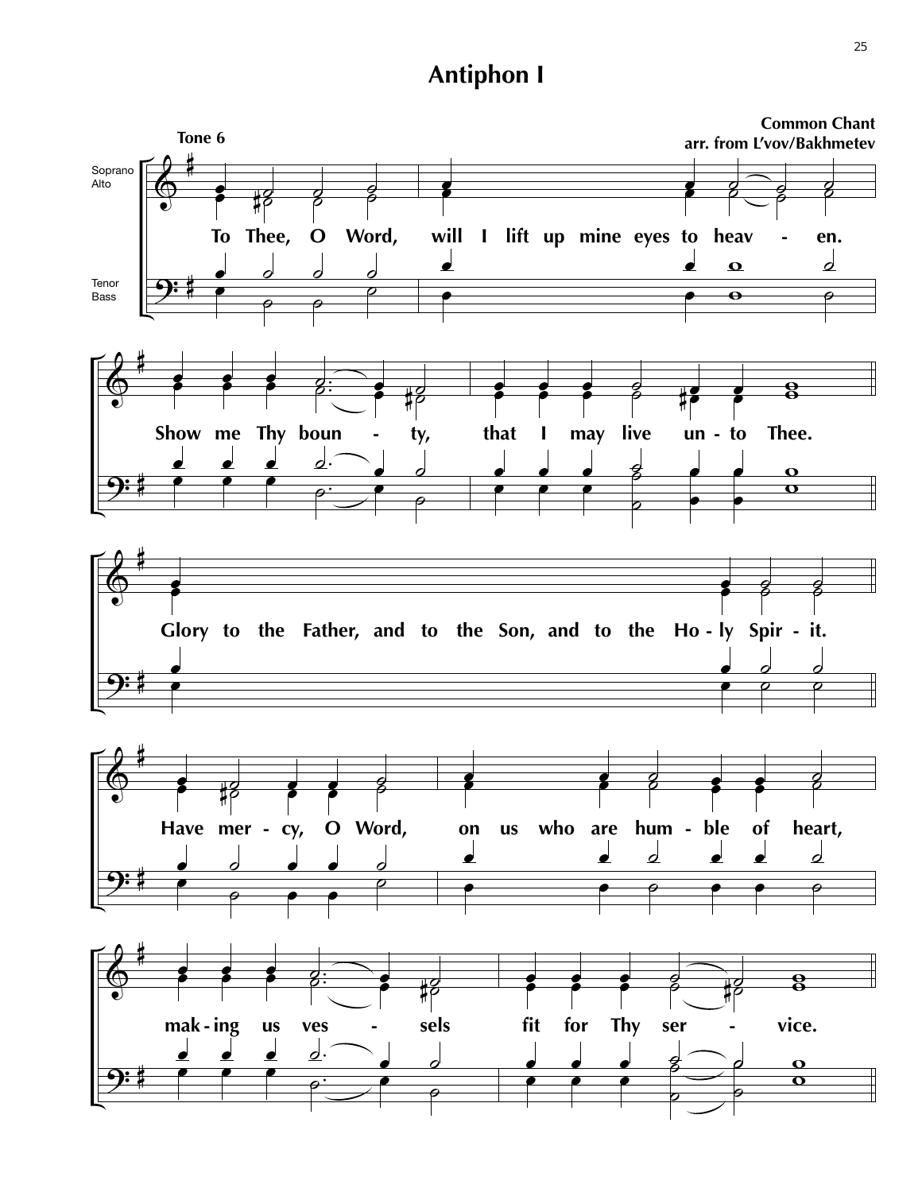# Antiphon I

Tone 6

**Common Chant**
**arr. from L'vov/Bakhmetev**

Soprano
Alto

Tenor
Bass

To Thee, O Word, will I lift up mine eyes to heav - en.

Show me Thy boun - ty, that I may live un - to Thee.

Glory to the Father, and to the Son, and to the Ho - ly Spir - it.

Have mer - cy, O Word, on us who are hum - ble of heart,

mak - ing us ves - sels fit for Thy ser - vice.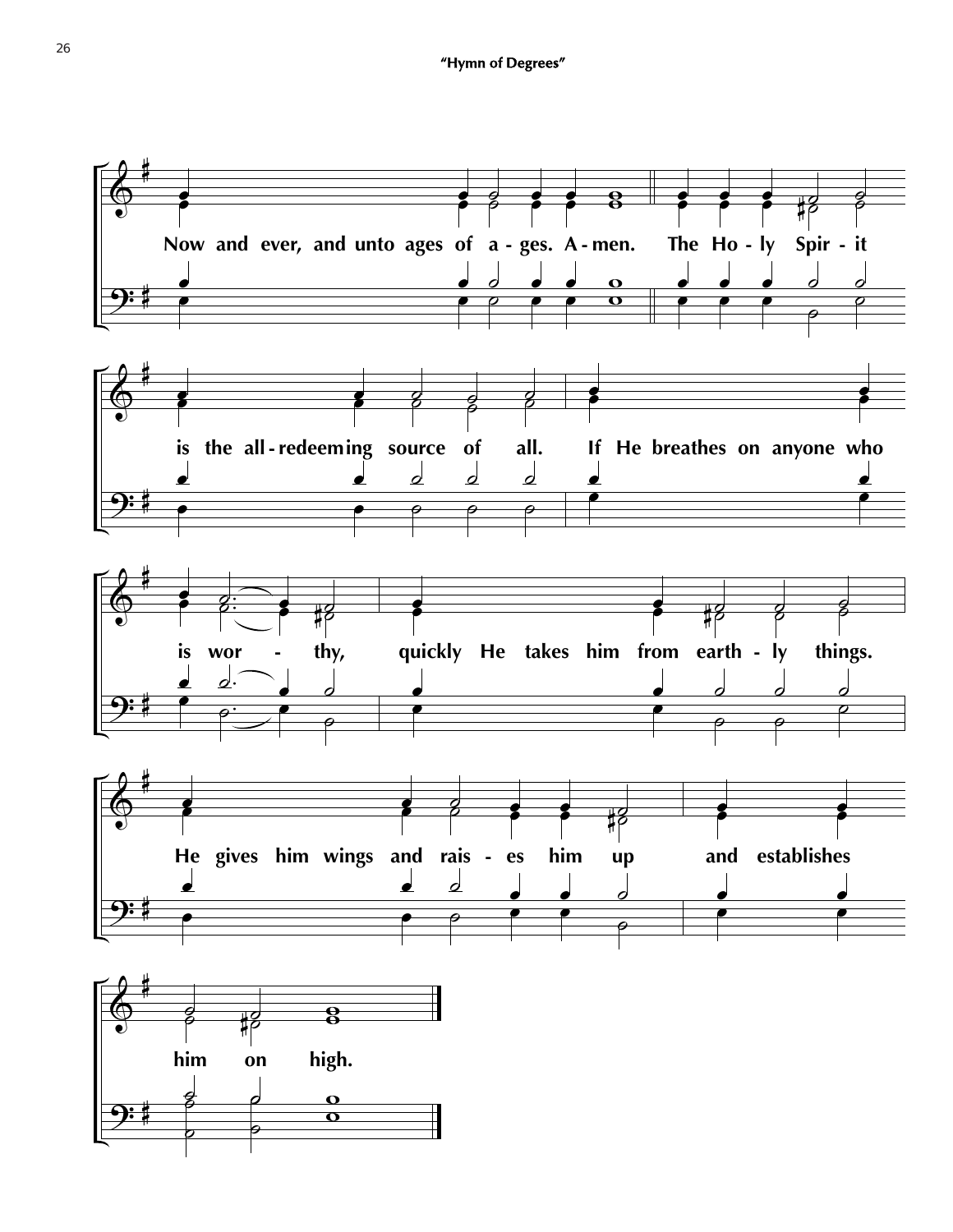# "Hymn of Degrees"

Now and ever, and unto ages of a - ges. A - men. The Ho - ly Spir - it

is the all - redeeming source of all. If He breathes on anyone who

is wor - thy, quickly He takes him from earth - ly things.

He gives him wings and rais - es him up and establishes

him on high.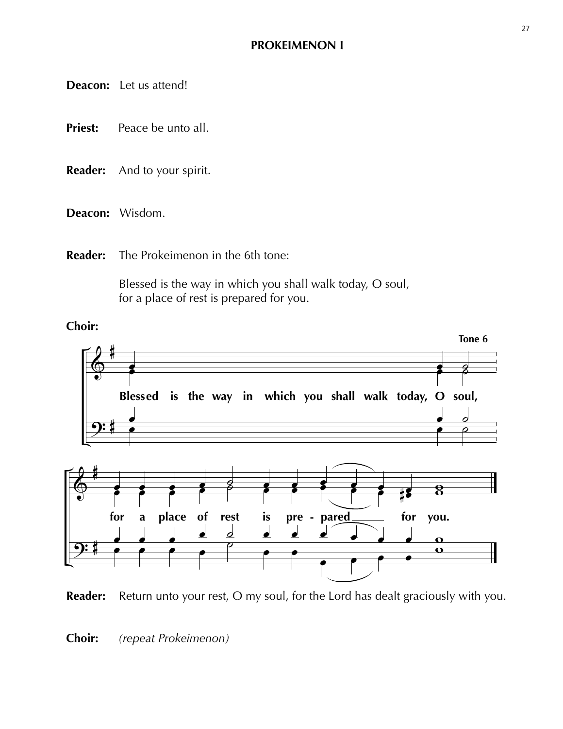## PROKEIMENON I

**Deacon:** Let us attend!

**Priest:** Peace be unto all.

**Reader:** And to your spirit.

**Deacon:** Wisdom.

**Reader:** The Prokeimenon in the 6th tone:

Blessed is the way in which you shall walk today, O soul,
for a place of rest is prepared for you.

**Choir:**

**Tone 6**

**Blessed is the way in which you shall walk today, O soul,**

**for a place of rest is pre - pared for you.**

**Reader:** Return unto your rest, O my soul, for the Lord has dealt graciously with you.

**Choir:** *(repeat Prokeimenon)*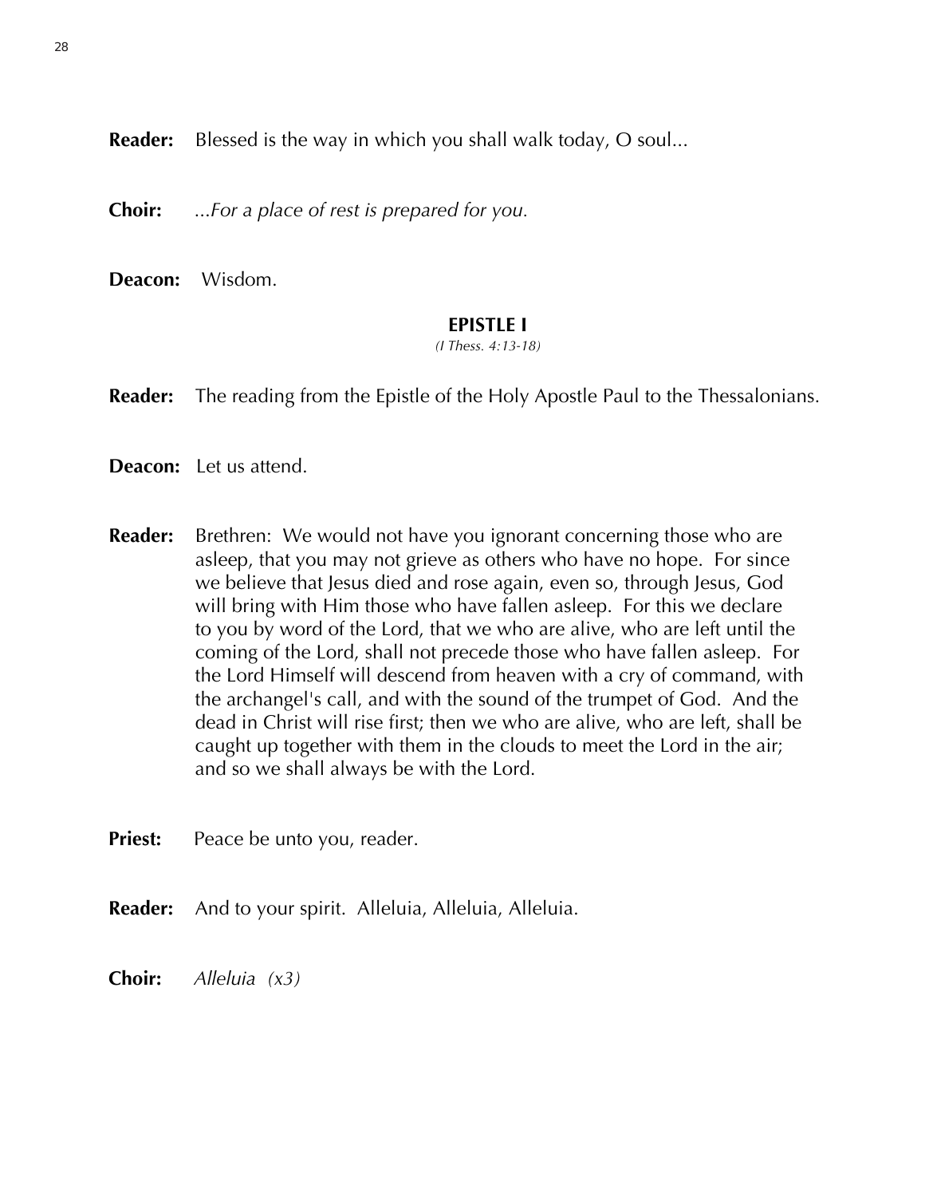**Reader:** Blessed is the way in which you shall walk today, O soul...

**Choir:** ...*For a place of rest is prepared for you.*

**Deacon:** Wisdom.

### EPISTLE I

*(I Thess. 4:13-18)*

**Reader:** The reading from the Epistle of the Holy Apostle Paul to the Thessalonians.

**Deacon:** Let us attend.

**Reader:** Brethren: We would not have you ignorant concerning those who are asleep, that you may not grieve as others who have no hope. For since we believe that Jesus died and rose again, even so, through Jesus, God will bring with Him those who have fallen asleep. For this we declare to you by word of the Lord, that we who are alive, who are left until the coming of the Lord, shall not precede those who have fallen asleep. For the Lord Himself will descend from heaven with a cry of command, with the archangel's call, and with the sound of the trumpet of God. And the dead in Christ will rise first; then we who are alive, who are left, shall be caught up together with them in the clouds to meet the Lord in the air; and so we shall always be with the Lord.

**Priest:** Peace be unto you, reader.

**Reader:** And to your spirit. Alleluia, Alleluia, Alleluia.

**Choir:** *Alleluia (x3)*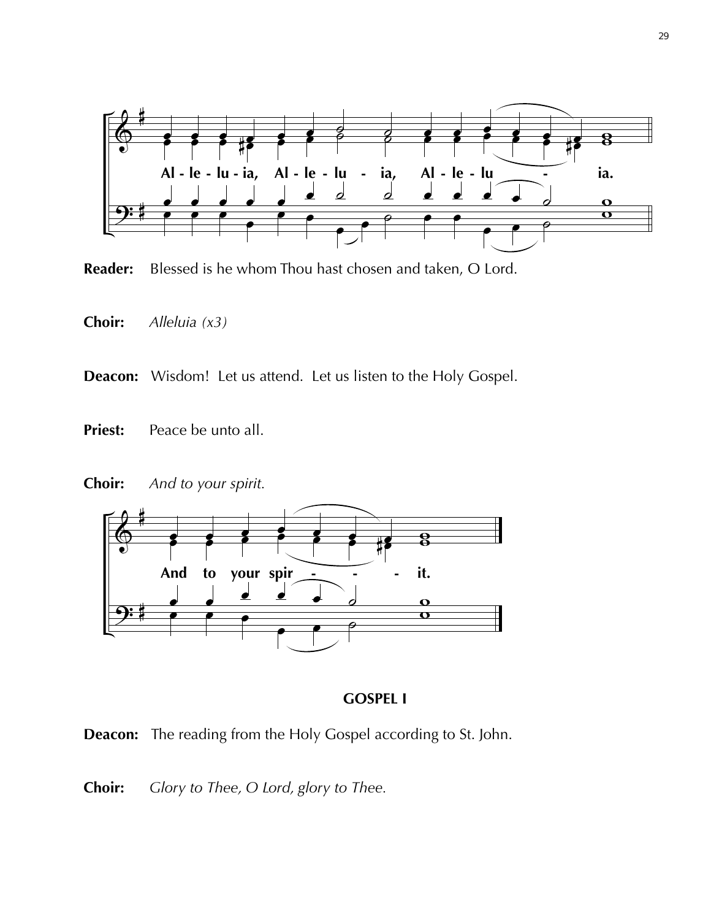Al - le - lu - ia, Al - le - lu - ia, Al - le - lu - ia.

**Reader:** Blessed is he whom Thou hast chosen and taken, O Lord.

**Choir:** *Alleluia (x3)*

**Deacon:** Wisdom! Let us attend. Let us listen to the Holy Gospel.

**Priest:** Peace be unto all.

**Choir:** *And to your spirit.*

And to your spir - - - it.

**GOSPEL I**

**Deacon:** The reading from the Holy Gospel according to St. John.

**Choir:** *Glory to Thee, O Lord, glory to Thee.*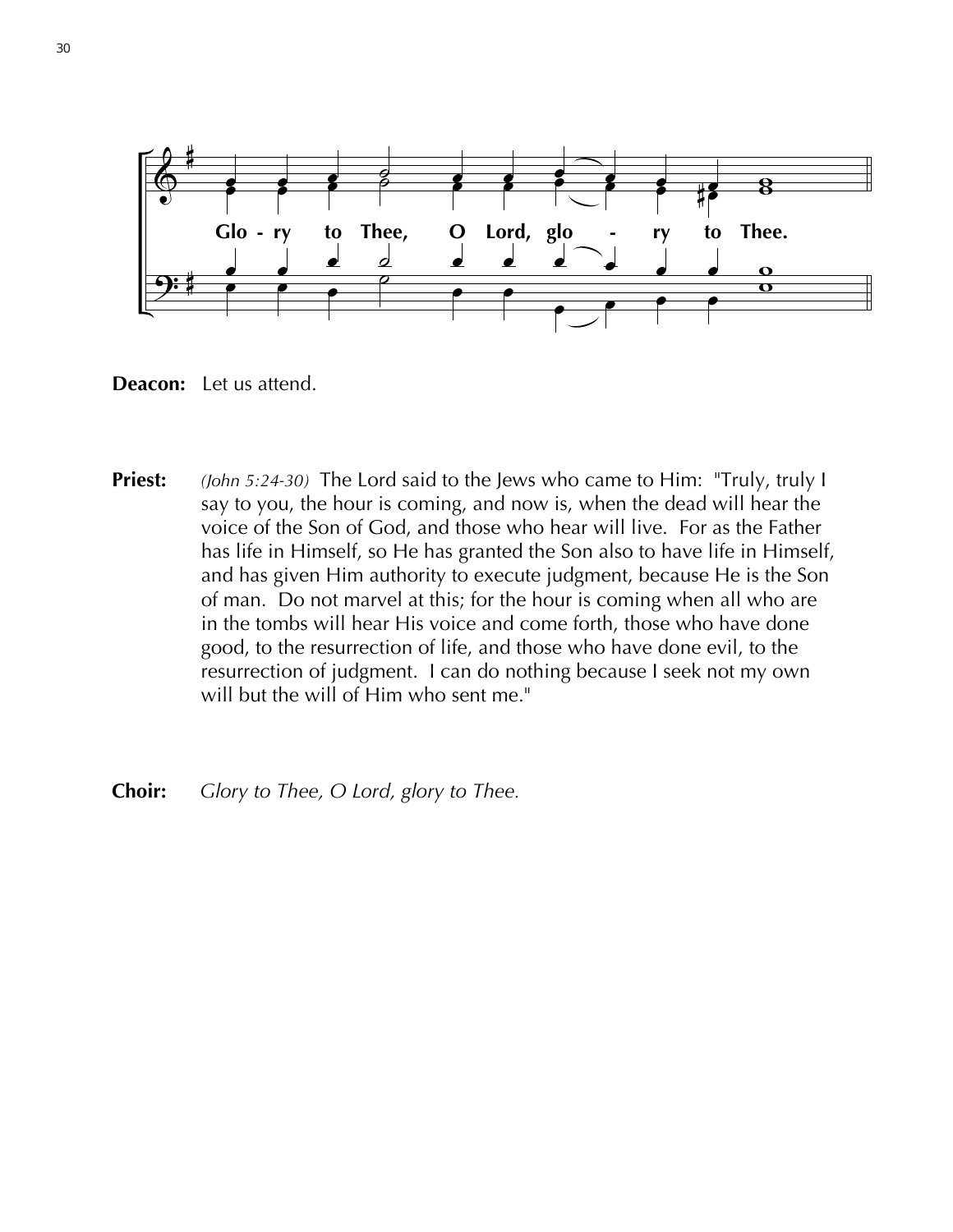Glo - ry to Thee, O Lord, glo - ry to Thee.

**Deacon:** Let us attend.

**Priest:** *(John 5:24-30)* The Lord said to the Jews who came to Him: "Truly, truly I say to you, the hour is coming, and now is, when the dead will hear the voice of the Son of God, and those who hear will live. For as the Father has life in Himself, so He has granted the Son also to have life in Himself, and has given Him authority to execute judgment, because He is the Son of man. Do not marvel at this; for the hour is coming when all who are in the tombs will hear His voice and come forth, those who have done good, to the resurrection of life, and those who have done evil, to the resurrection of judgment. I can do nothing because I seek not my own will but the will of Him who sent me."

**Choir:** *Glory to Thee, O Lord, glory to Thee.*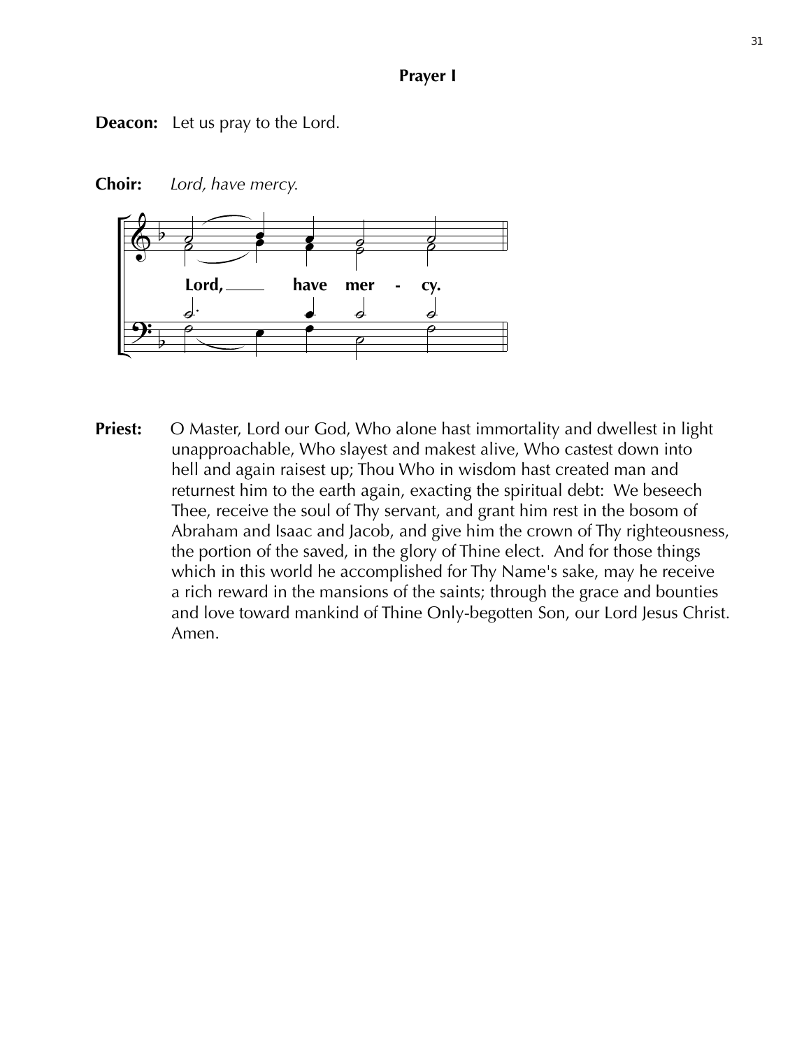## Prayer I

**Deacon:** Let us pray to the Lord.

**Choir:** *Lord, have mercy.*

Lord, have mer - cy.

**Priest:** O Master, Lord our God, Who alone hast immortality and dwellest in light unapproachable, Who slayest and makest alive, Who castest down into hell and again raisest up; Thou Who in wisdom hast created man and returnest him to the earth again, exacting the spiritual debt: We beseech Thee, receive the soul of Thy servant, and grant him rest in the bosom of Abraham and Isaac and Jacob, and give him the crown of Thy righteousness, the portion of the saved, in the glory of Thine elect. And for those things which in this world he accomplished for Thy Name's sake, may he receive a rich reward in the mansions of the saints; through the grace and bounties and love toward mankind of Thine Only-begotten Son, our Lord Jesus Christ. Amen.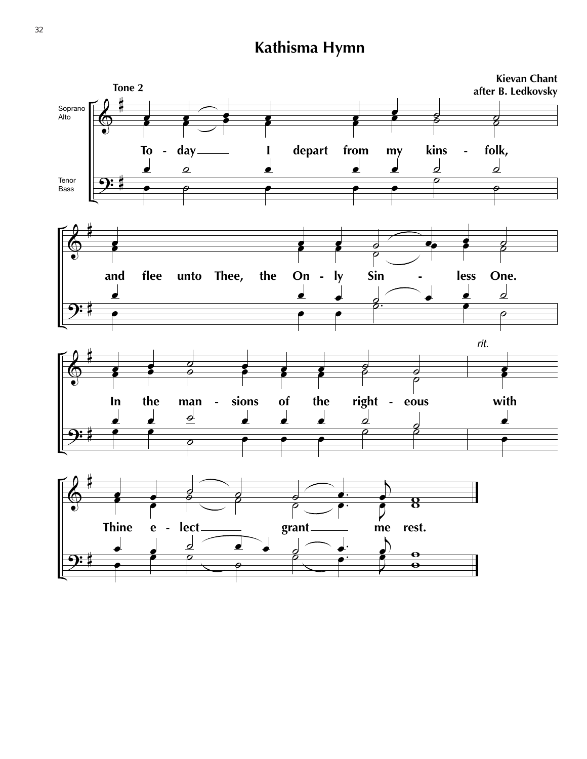# Kathisma Hymn

**Kievan Chant**
**after B. Ledkovsky**

**Tone 2**

Soprano
Alto

Tenor
Bass

To - day I depart from my kins - folk,

and flee unto Thee, the On - ly Sin - less One.

In the man - sions of the right - eous *rit.* with

Thine e - lect grant me rest.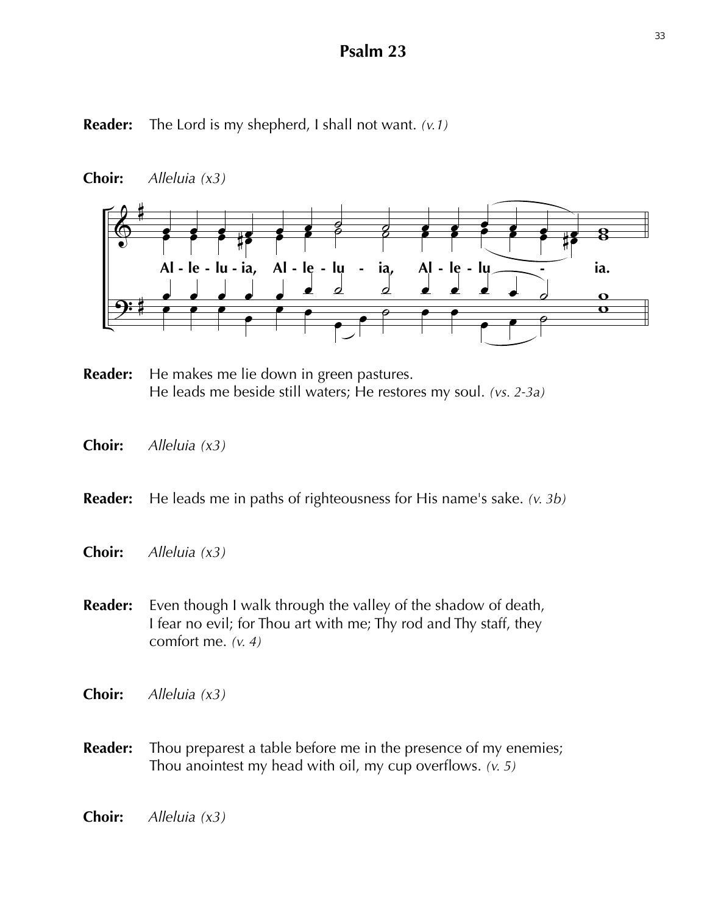# Psalm 23

**Reader:** The Lord is my shepherd, I shall not want. *(v.1)*

**Choir:** *Alleluia (x3)*

Al - le - lu - ia, Al - le - lu - ia, Al - le - lu - ia.

**Reader:** He makes me lie down in green pastures.
He leads me beside still waters; He restores my soul. *(vs. 2-3a)*

**Choir:** *Alleluia (x3)*

**Reader:** He leads me in paths of righteousness for His name's sake. *(v. 3b)*

**Choir:** *Alleluia (x3)*

**Reader:** Even though I walk through the valley of the shadow of death,
I fear no evil; for Thou art with me; Thy rod and Thy staff, they comfort me. *(v. 4)*

**Choir:** *Alleluia (x3)*

**Reader:** Thou preparest a table before me in the presence of my enemies;
Thou anointest my head with oil, my cup overflows. *(v. 5)*

**Choir:** *Alleluia (x3)*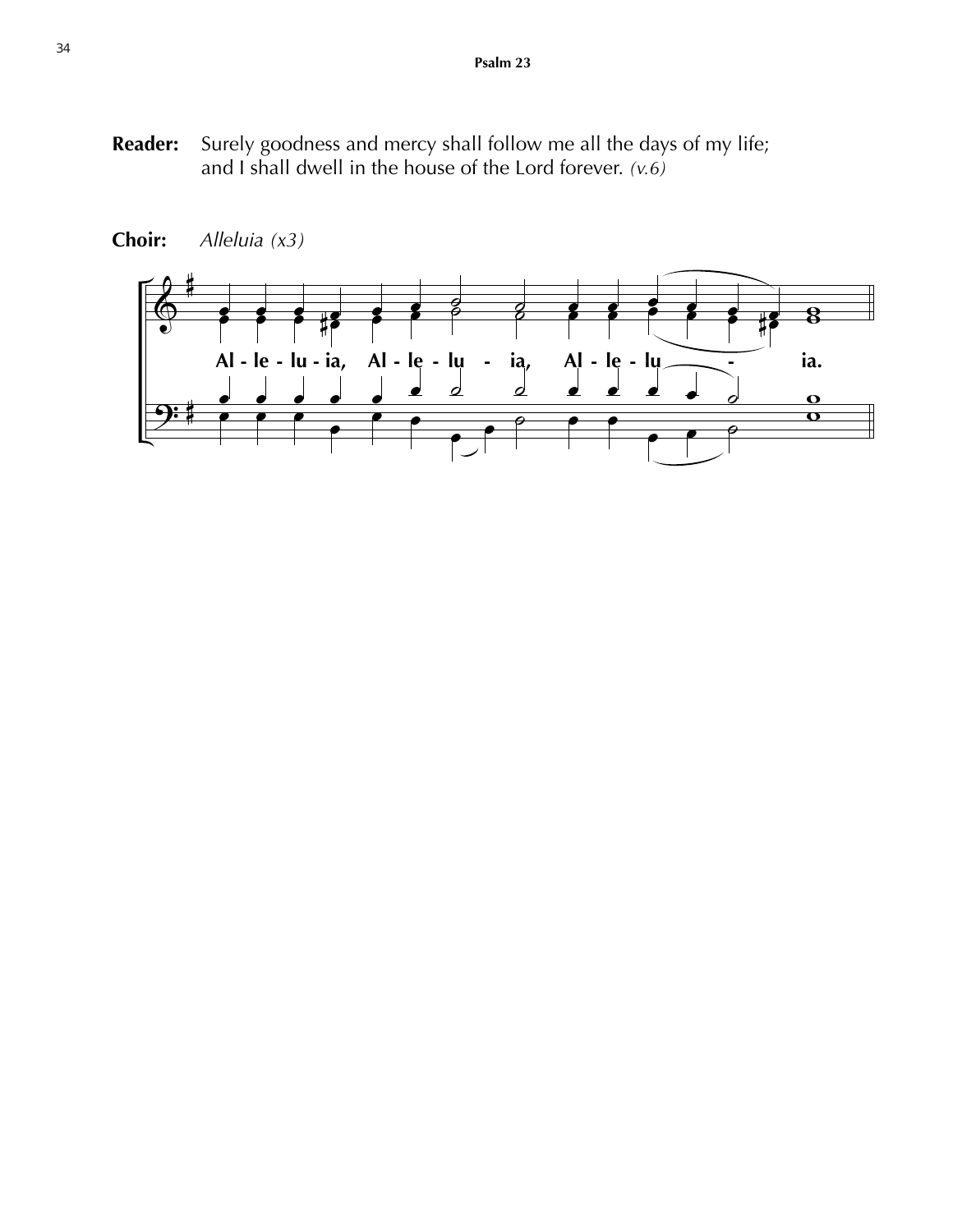**Reader:** Surely goodness and mercy shall follow me all the days of my life; and I shall dwell in the house of the Lord forever. *(v.6)*

**Choir:** *Alleluia (x3)*

Al - le - lu - ia, Al - le - lu - ia, Al - le - lu - ia.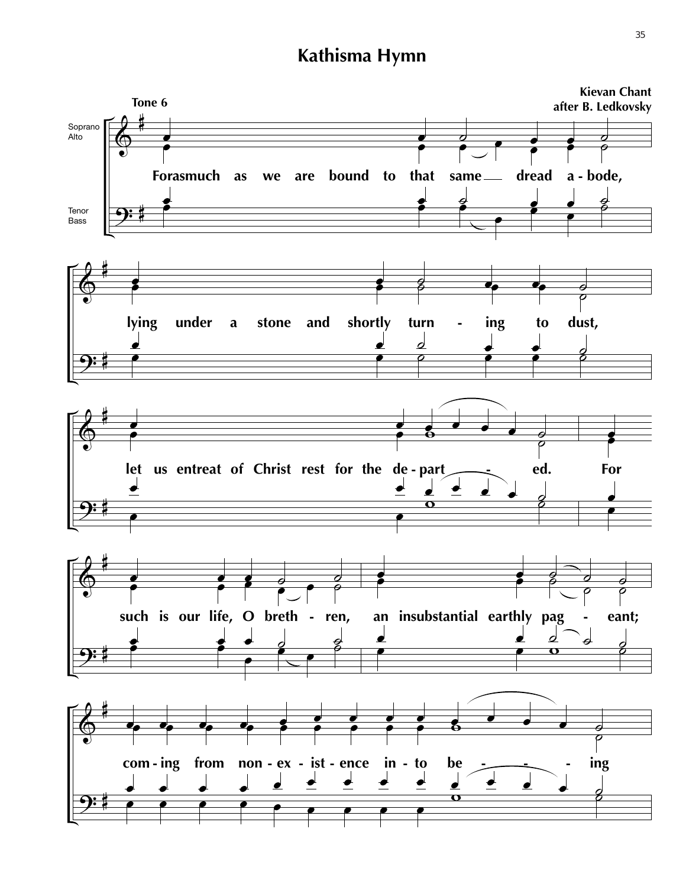# Kathisma Hymn

Kievan Chant
after B. Ledkovsky

Tone 6

Soprano
Alto

Tenor
Bass

Forasmuch as we are bound to that same dread a - bode,

lying under a stone and shortly turn - ing to dust,

let us entreat of Christ rest for the de - part - ed. For

such is our life, O breth - ren, an insubstantial earthly pag - eant;

com - ing from non - ex - ist - ence in - to be - - - ing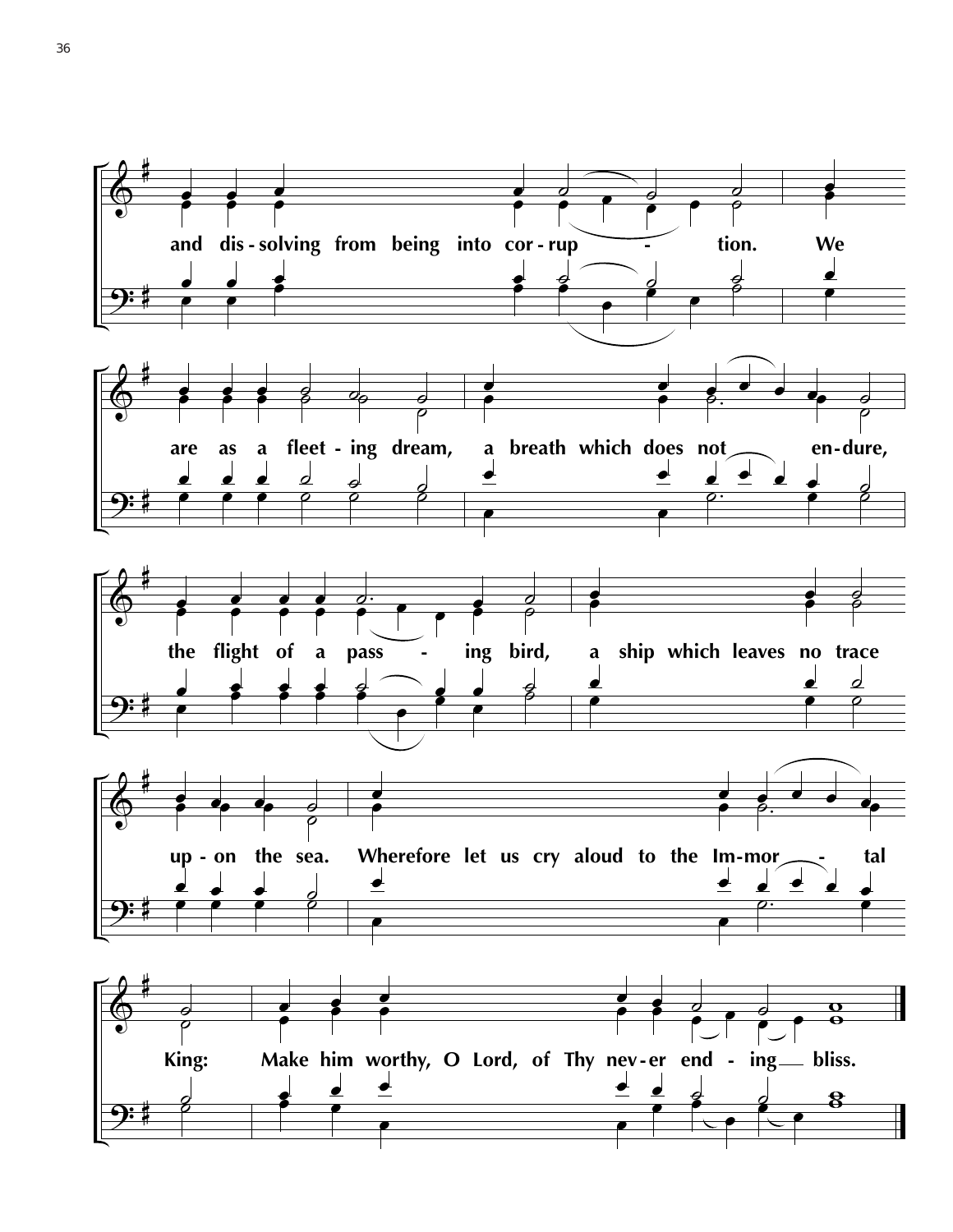and dis - solving from being into cor - rup - tion. We

are as a fleet - ing dream, a breath which does not en - dure,

the flight of a pass - ing bird, a ship which leaves no trace

up - on the sea. Wherefore let us cry aloud to the Im - mor - tal

King: Make him worthy, O Lord, of Thy nev - er end - ing bliss.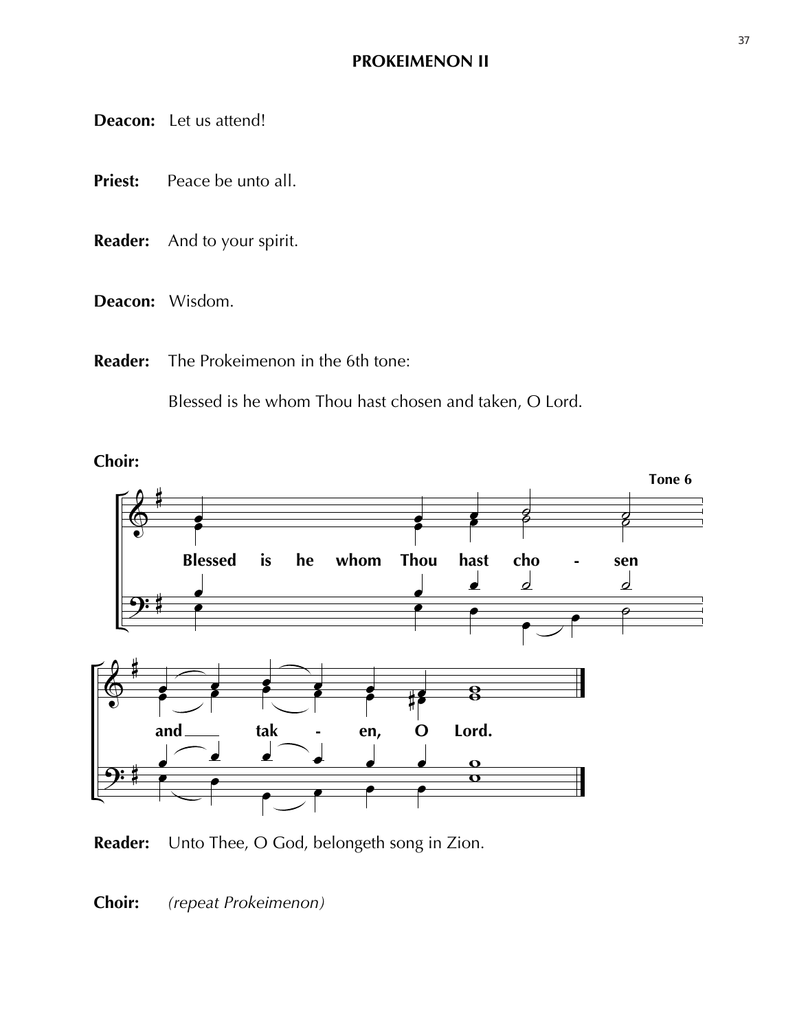# PROKEIMENON II

**Deacon:** Let us attend!

**Priest:** Peace be unto all.

**Reader:** And to your spirit.

**Deacon:** Wisdom.

**Reader:** The Prokeimenon in the 6th tone:

Blessed is he whom Thou hast chosen and taken, O Lord.

**Choir:**

**Tone 6**

Blessed is he whom Thou hast cho - sen

and tak - en, O Lord.

**Reader:** Unto Thee, O God, belongeth song in Zion.

**Choir:** *(repeat Prokeimenon)*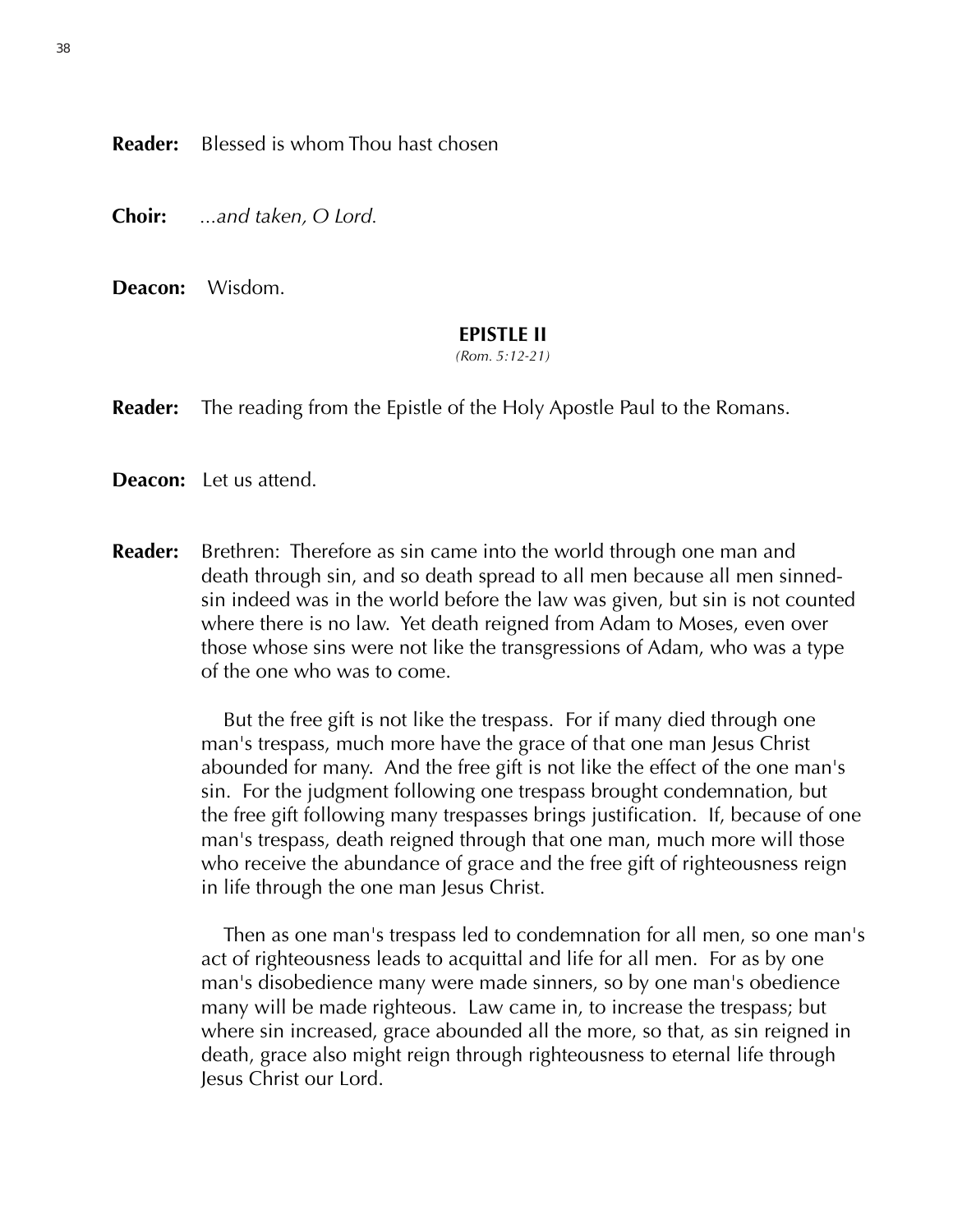**Reader:** Blessed is whom Thou hast chosen

**Choir:** *...and taken, O Lord.*

**Deacon:** Wisdom.

### EPISTLE II

*(Rom. 5:12-21)*

**Reader:** The reading from the Epistle of the Holy Apostle Paul to the Romans.

**Deacon:** Let us attend.

**Reader:** Brethren: Therefore as sin came into the world through one man and death through sin, and so death spread to all men because all men sinned-sin indeed was in the world before the law was given, but sin is not counted where there is no law. Yet death reigned from Adam to Moses, even over those whose sins were not like the transgressions of Adam, who was a type of the one who was to come.

But the free gift is not like the trespass. For if many died through one man's trespass, much more have the grace of that one man Jesus Christ abounded for many. And the free gift is not like the effect of the one man's sin. For the judgment following one trespass brought condemnation, but the free gift following many trespasses brings justification. If, because of one man's trespass, death reigned through that one man, much more will those who receive the abundance of grace and the free gift of righteousness reign in life through the one man Jesus Christ.

Then as one man's trespass led to condemnation for all men, so one man's act of righteousness leads to acquittal and life for all men. For as by one man's disobedience many were made sinners, so by one man's obedience many will be made righteous. Law came in, to increase the trespass; but where sin increased, grace abounded all the more, so that, as sin reigned in death, grace also might reign through righteousness to eternal life through Jesus Christ our Lord.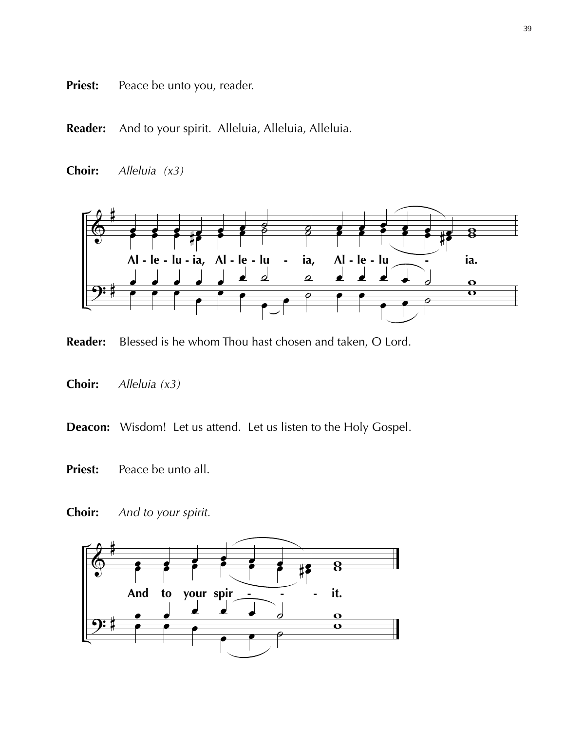**Priest:** Peace be unto you, reader.

**Reader:** And to your spirit. Alleluia, Alleluia, Alleluia.

**Choir:** *Alleluia (x3)*

**Al - le - lu - ia, Al - le - lu - ia, Al - le - lu - ia.**

**Reader:** Blessed is he whom Thou hast chosen and taken, O Lord.

**Choir:** *Alleluia (x3)*

**Deacon:** Wisdom! Let us attend. Let us listen to the Holy Gospel.

**Priest:** Peace be unto all.

**Choir:** *And to your spirit.*

**And to your spir - - - it.**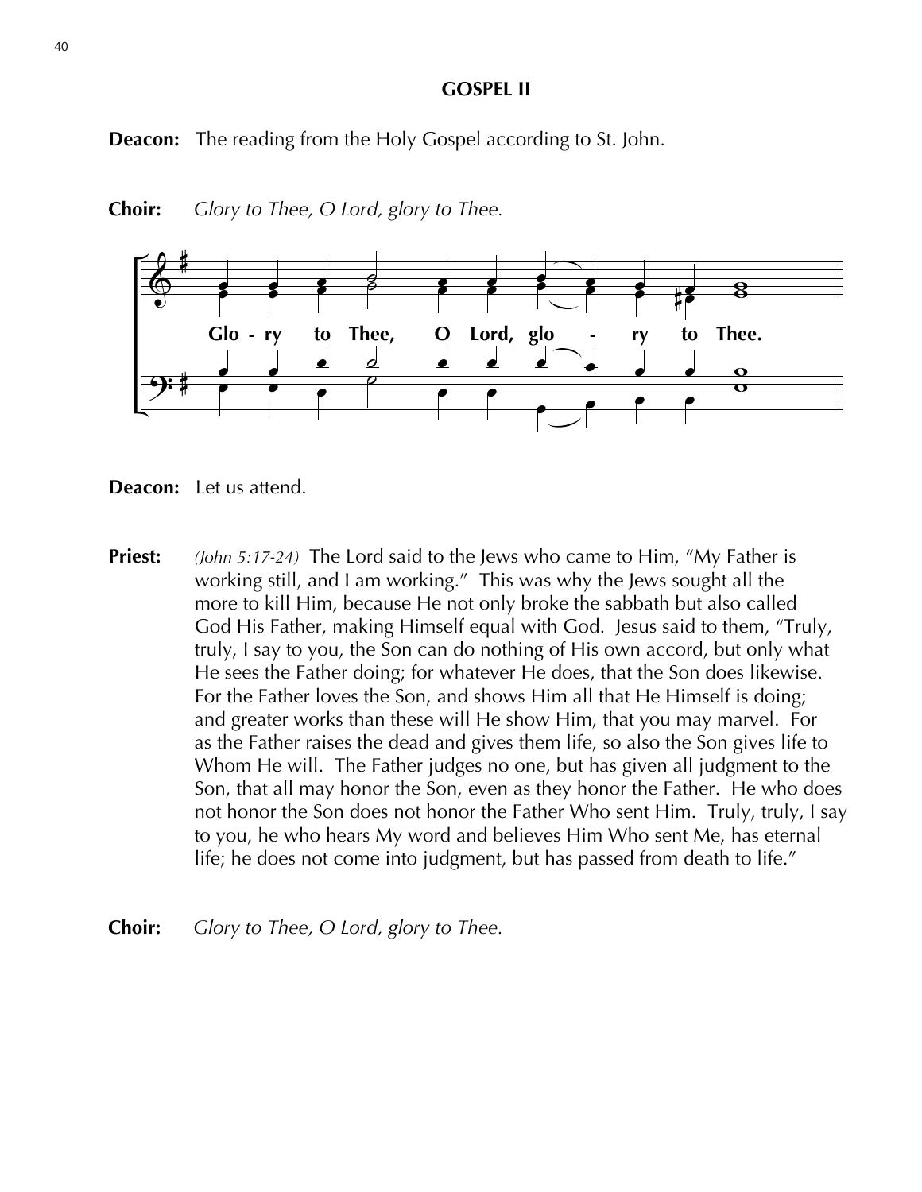## GOSPEL II

**Deacon:** The reading from the Holy Gospel according to St. John.

**Choir:** *Glory to Thee, O Lord, glory to Thee.*

Glo - ry to Thee, O Lord, glo - ry to Thee.

**Deacon:** Let us attend.

**Priest:** *(John 5:17-24)* The Lord said to the Jews who came to Him, "My Father is working still, and I am working." This was why the Jews sought all the more to kill Him, because He not only broke the sabbath but also called God His Father, making Himself equal with God. Jesus said to them, "Truly, truly, I say to you, the Son can do nothing of His own accord, but only what He sees the Father doing; for whatever He does, that the Son does likewise. For the Father loves the Son, and shows Him all that He Himself is doing; and greater works than these will He show Him, that you may marvel. For as the Father raises the dead and gives them life, so also the Son gives life to Whom He will. The Father judges no one, but has given all judgment to the Son, that all may honor the Son, even as they honor the Father. He who does not honor the Son does not honor the Father Who sent Him. Truly, truly, I say to you, he who hears My word and believes Him Who sent Me, has eternal life; he does not come into judgment, but has passed from death to life."

**Choir:** *Glory to Thee, O Lord, glory to Thee.*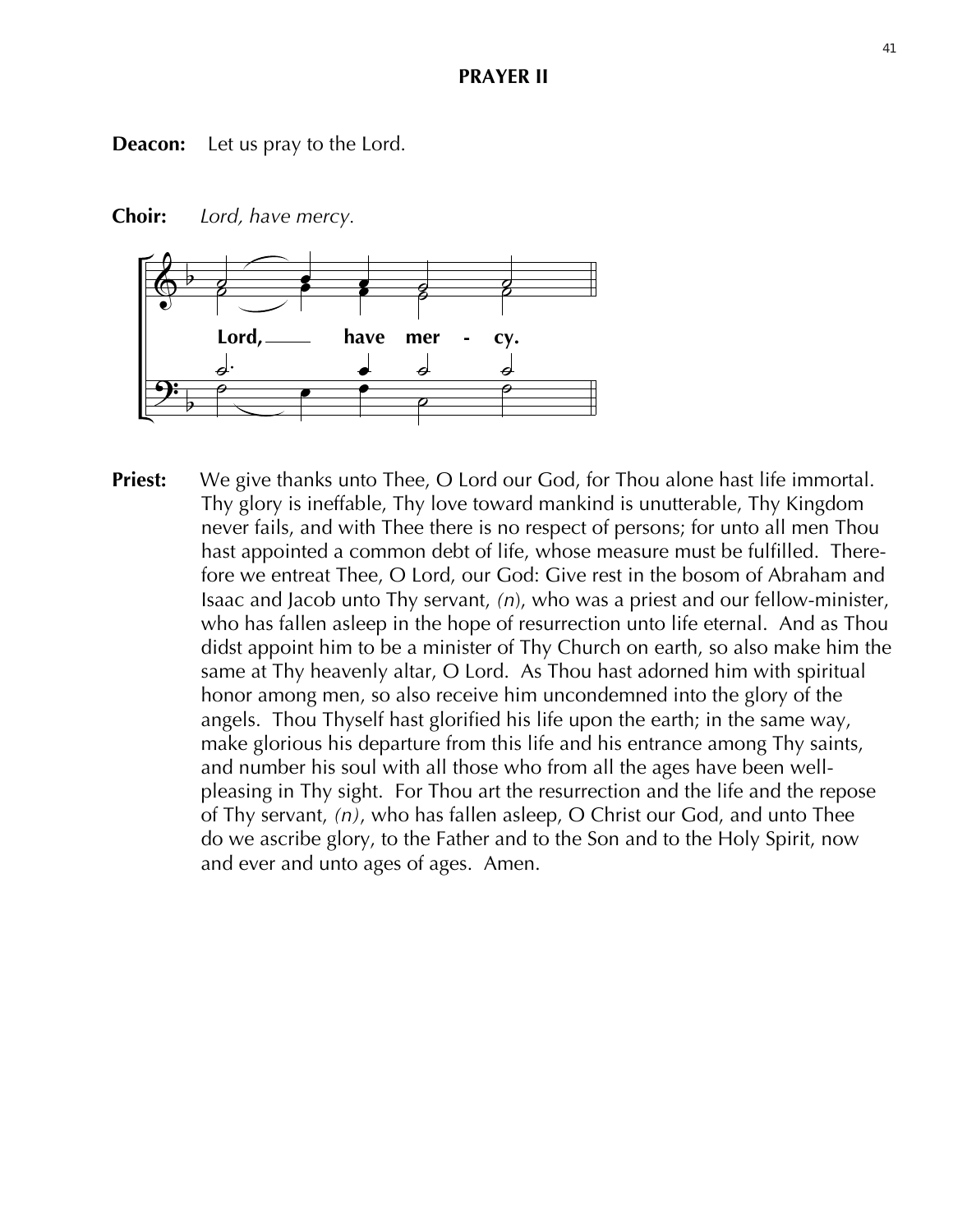## PRAYER II

**Deacon:** Let us pray to the Lord.

**Choir:** *Lord, have mercy.*

Lord, have mer - cy.

**Priest:** We give thanks unto Thee, O Lord our God, for Thou alone hast life immortal. Thy glory is ineffable, Thy love toward mankind is unutterable, Thy Kingdom never fails, and with Thee there is no respect of persons; for unto all men Thou hast appointed a common debt of life, whose measure must be fulfilled. Therefore we entreat Thee, O Lord, our God: Give rest in the bosom of Abraham and Isaac and Jacob unto Thy servant, *(n)*, who was a priest and our fellow-minister, who has fallen asleep in the hope of resurrection unto life eternal. And as Thou didst appoint him to be a minister of Thy Church on earth, so also make him the same at Thy heavenly altar, O Lord. As Thou hast adorned him with spiritual honor among men, so also receive him uncondemned into the glory of the angels. Thou Thyself hast glorified his life upon the earth; in the same way, make glorious his departure from this life and his entrance among Thy saints, and number his soul with all those who from all the ages have been well-pleasing in Thy sight. For Thou art the resurrection and the life and the repose of Thy servant, *(n)*, who has fallen asleep, O Christ our God, and unto Thee do we ascribe glory, to the Father and to the Son and to the Holy Spirit, now and ever and unto ages of ages. Amen.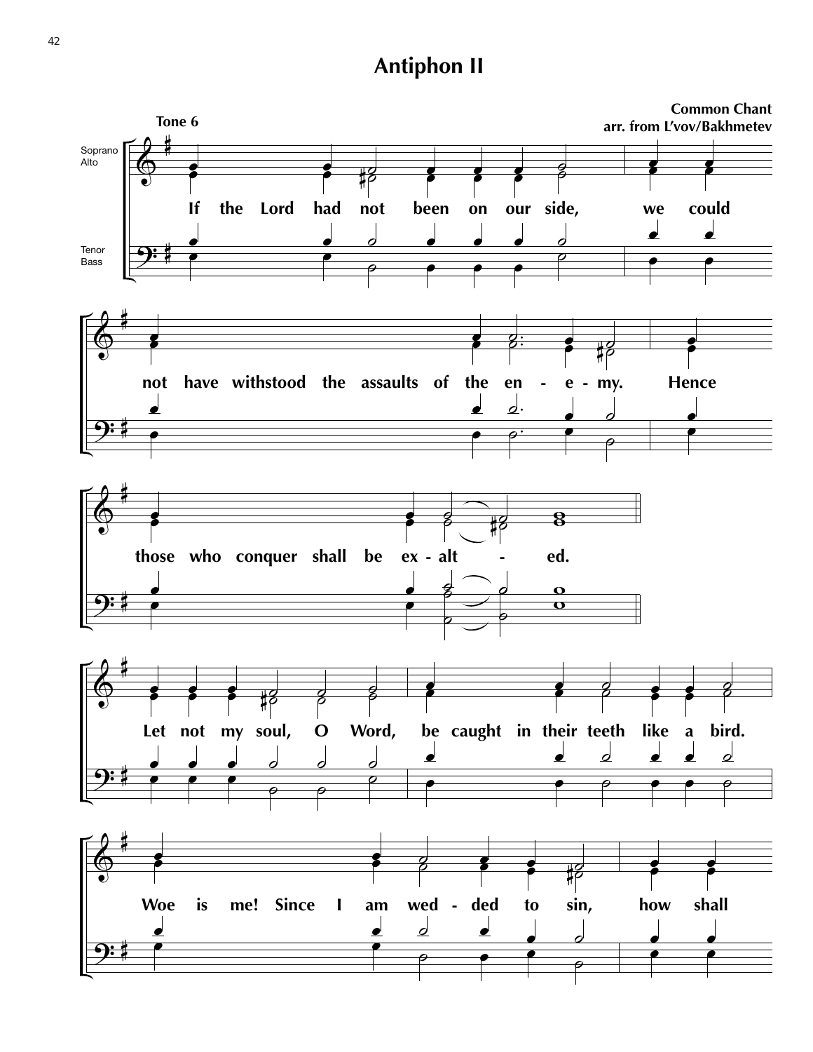# Antiphon II

**Common Chant**
**arr. from L'vov/Bakhmetev**

**Tone 6**

Soprano
Alto

Tenor
Bass

If the Lord had not been on our side, we could not have withstood the assaults of the enemy. Hence those who conquer shall be exalted.

Let not my soul, O Word, be caught in their teeth like a bird. Woe is me! Since I am wedded to sin, how shall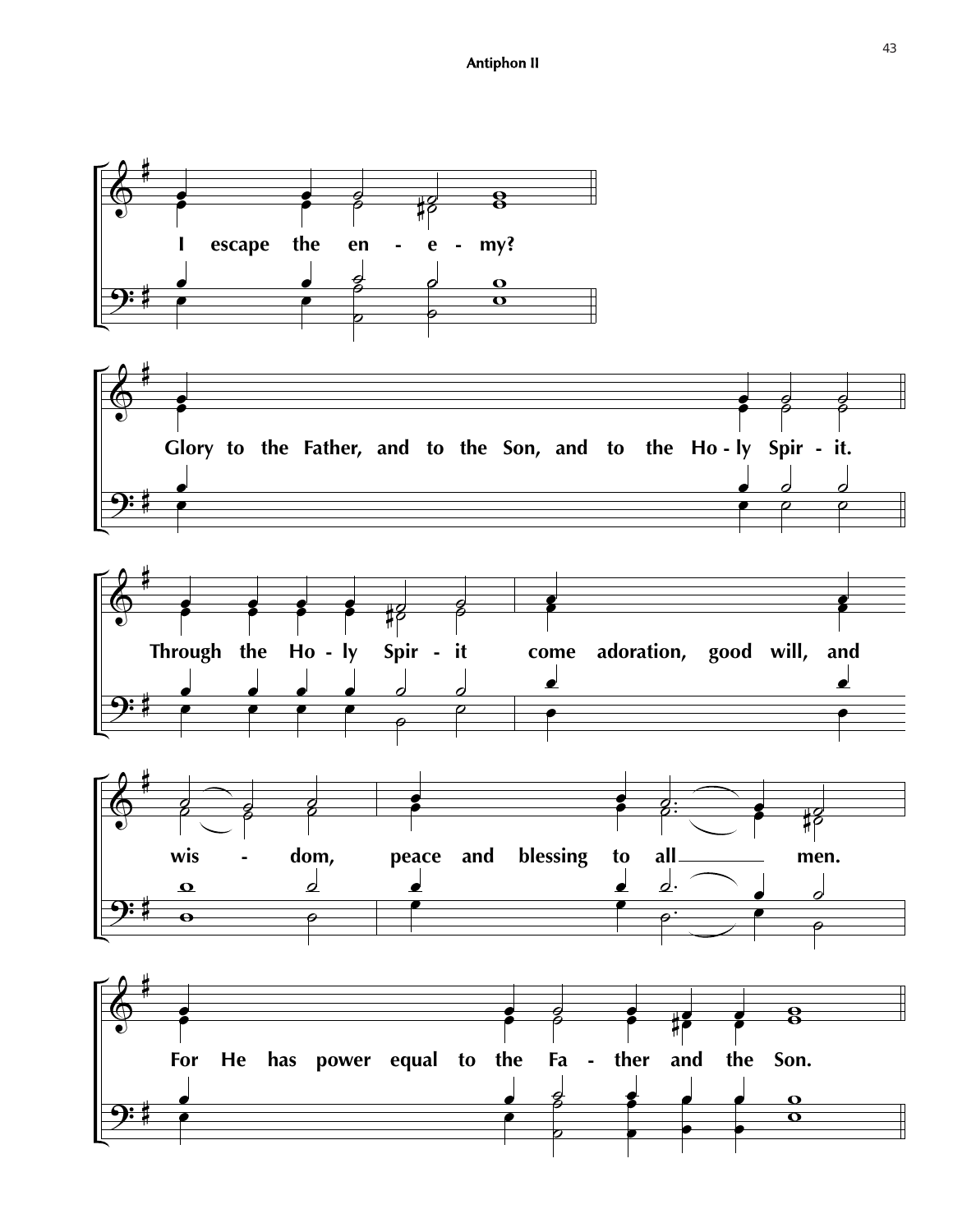**Antiphon II**

I escape the en - e - my?

Glory to the Father, and to the Son, and to the Ho - ly Spir - it.

Through the Ho - ly Spir - it come adoration, good will, and wis - dom, peace and blessing to all men.

For He has power equal to the Fa - ther and the Son.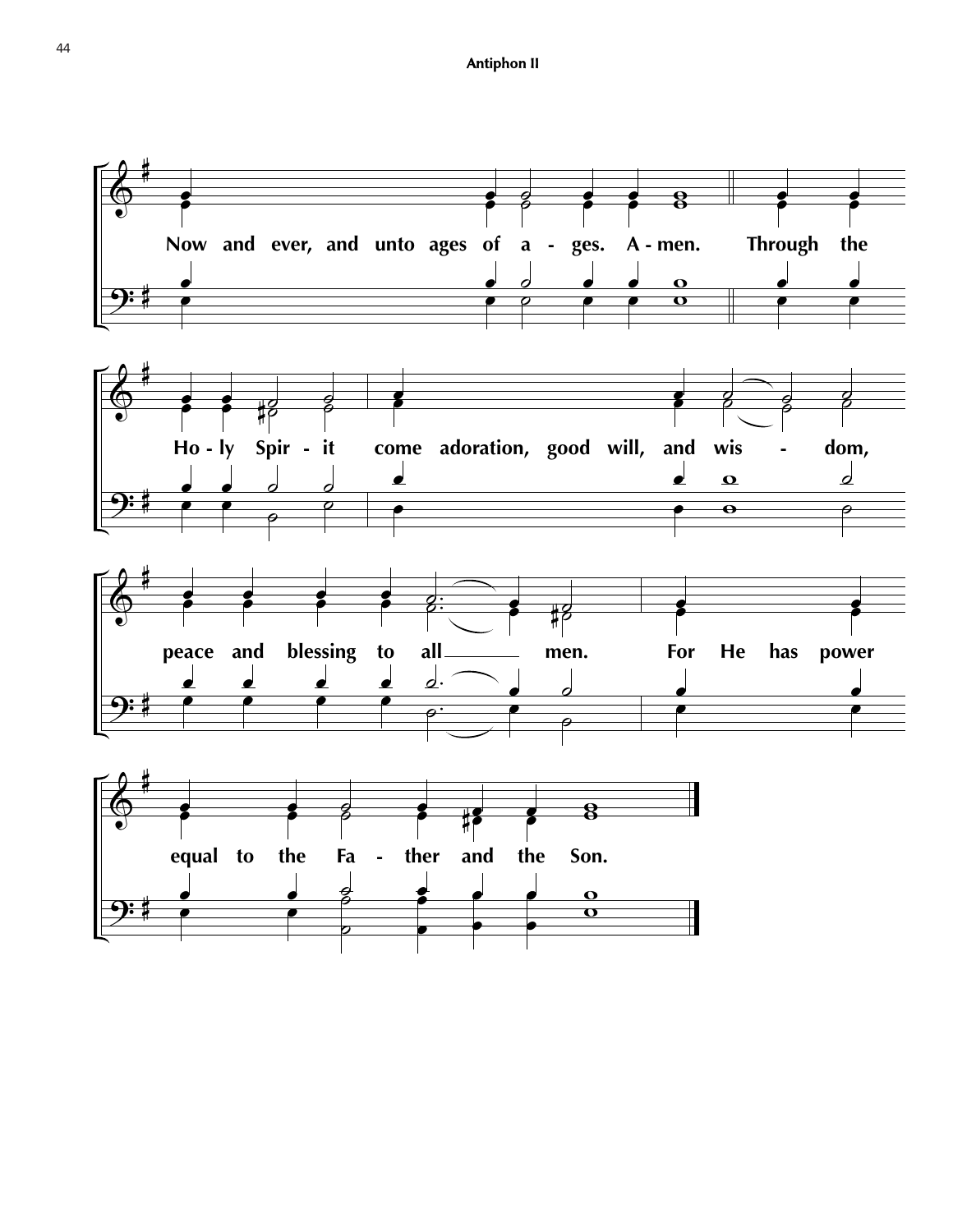**Antiphon II**

Now and ever, and unto ages of a - ges. A - men. Through the

Ho - ly Spir - it come adoration, good will, and wis - dom,

peace and blessing to all men. For He has power

equal to the Fa - ther and the Son.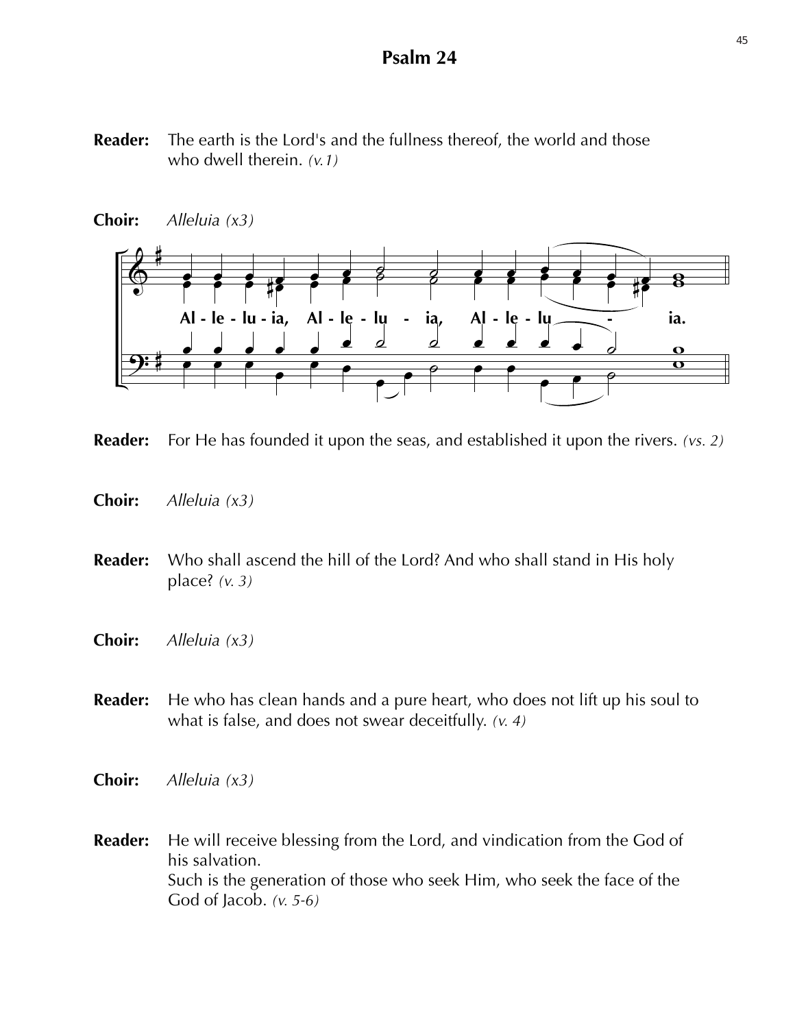# Psalm 24

**Reader:** The earth is the Lord's and the fullness thereof, the world and those who dwell therein. *(v.1)*

**Choir:** *Alleluia (x3)*

Al - le - lu - ia, Al - le - lu - ia, Al - le - lu - ia.

**Reader:** For He has founded it upon the seas, and established it upon the rivers. *(vs. 2)*

**Choir:** *Alleluia (x3)*

**Reader:** Who shall ascend the hill of the Lord? And who shall stand in His holy place? *(v. 3)*

**Choir:** *Alleluia (x3)*

**Reader:** He who has clean hands and a pure heart, who does not lift up his soul to what is false, and does not swear deceitfully. *(v. 4)*

**Choir:** *Alleluia (x3)*

**Reader:** He will receive blessing from the Lord, and vindication from the God of his salvation.
Such is the generation of those who seek Him, who seek the face of the God of Jacob. *(v. 5-6)*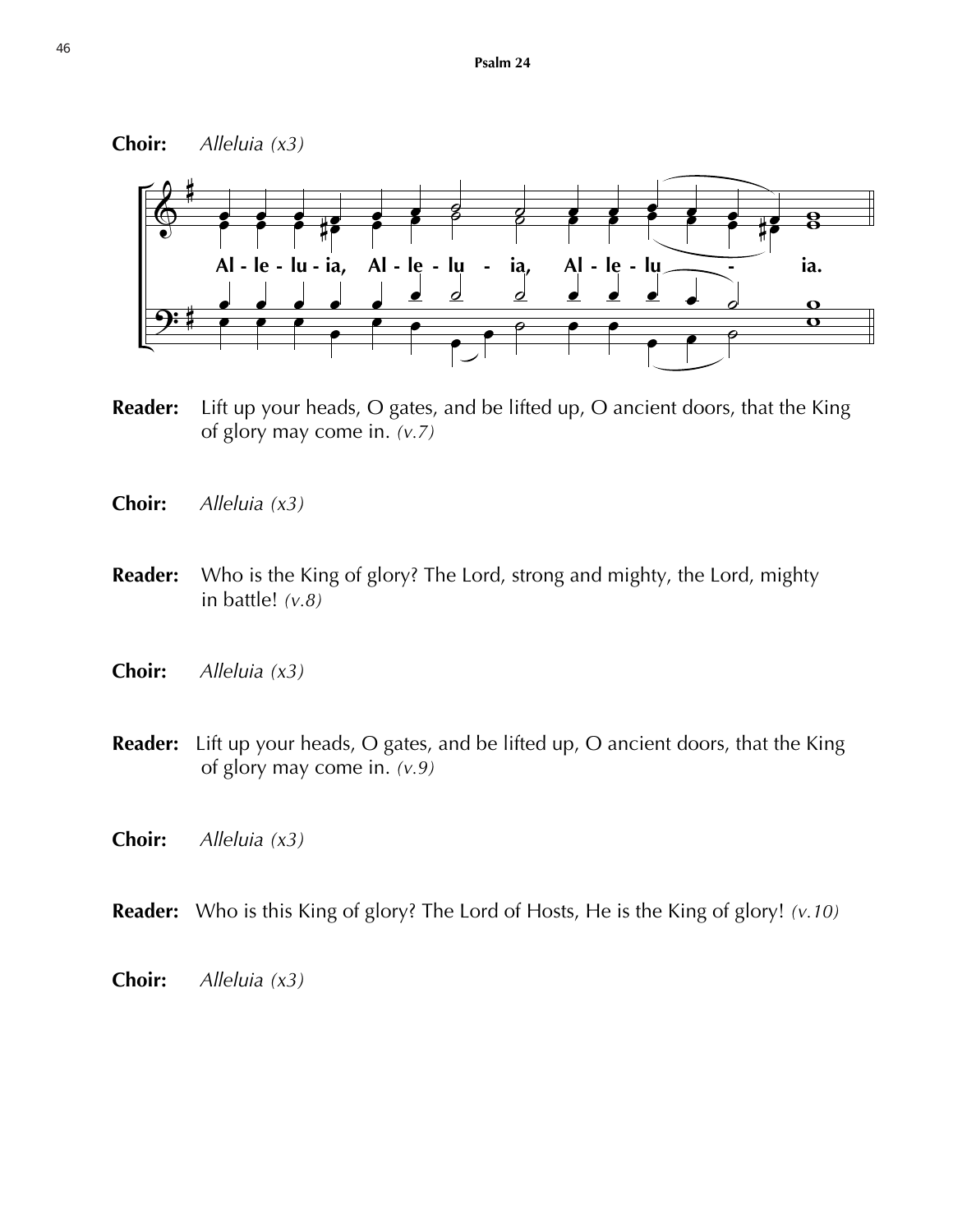## Psalm 24

**Choir:** *Alleluia (x3)*

Al - le - lu - ia, Al - le - lu - ia, Al - le - lu - ia.

**Reader:** Lift up your heads, O gates, and be lifted up, O ancient doors, that the King of glory may come in. *(v.7)*

**Choir:** *Alleluia (x3)*

**Reader:** Who is the King of glory? The Lord, strong and mighty, the Lord, mighty in battle! *(v.8)*

**Choir:** *Alleluia (x3)*

**Reader:** Lift up your heads, O gates, and be lifted up, O ancient doors, that the King of glory may come in. *(v.9)*

**Choir:** *Alleluia (x3)*

**Reader:** Who is this King of glory? The Lord of Hosts, He is the King of glory! *(v.10)*

**Choir:** *Alleluia (x3)*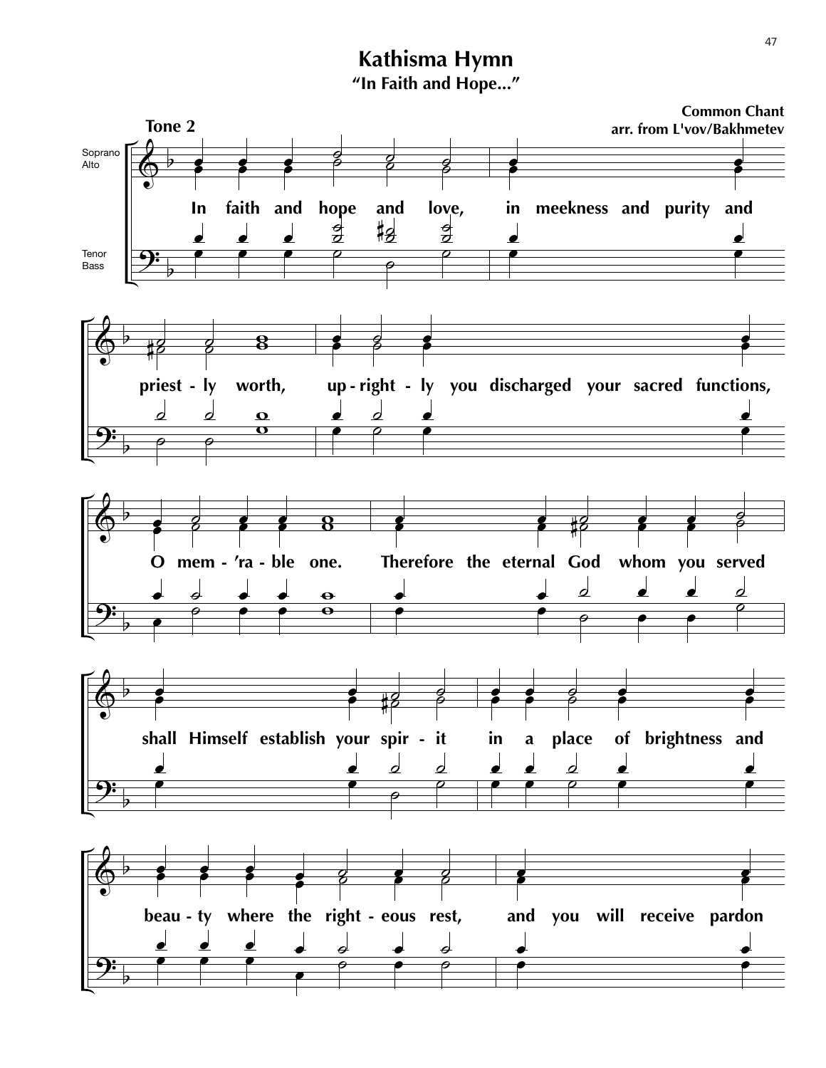# Kathisma Hymn

**"In Faith and Hope..."**

**Tone 2**

**Common Chant**
**arr. from L'vov/Bakhmetev**

Soprano
Alto

Tenor
Bass

In faith and hope and love, in meekness and purity and priest - ly worth, up - right - ly you discharged your sacred functions, O mem - 'ra - ble one. Therefore the eternal God whom you served shall Himself establish your spir - it in a place of brightness and beau - ty where the right - eous rest, and you will receive pardon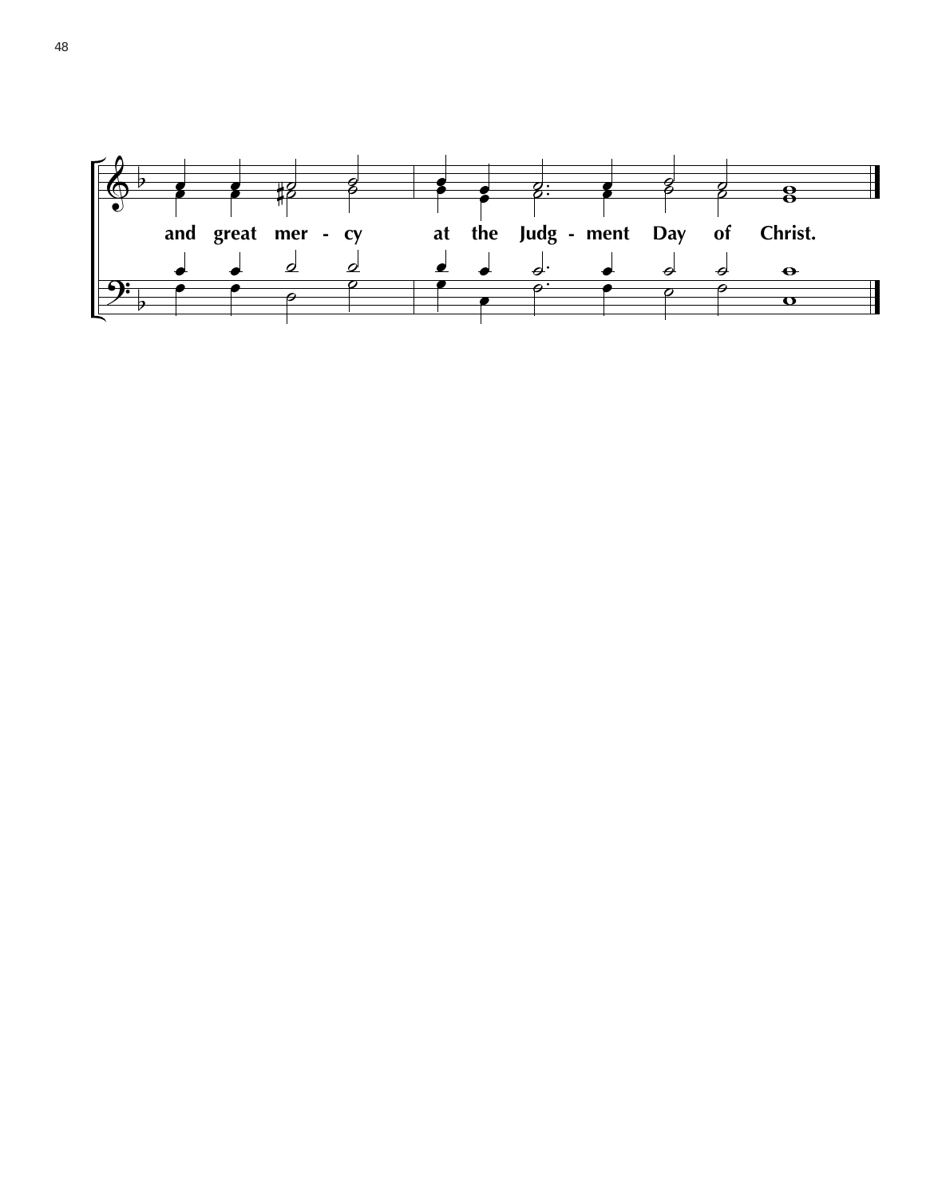and great mer - cy at the Judg - ment Day of Christ.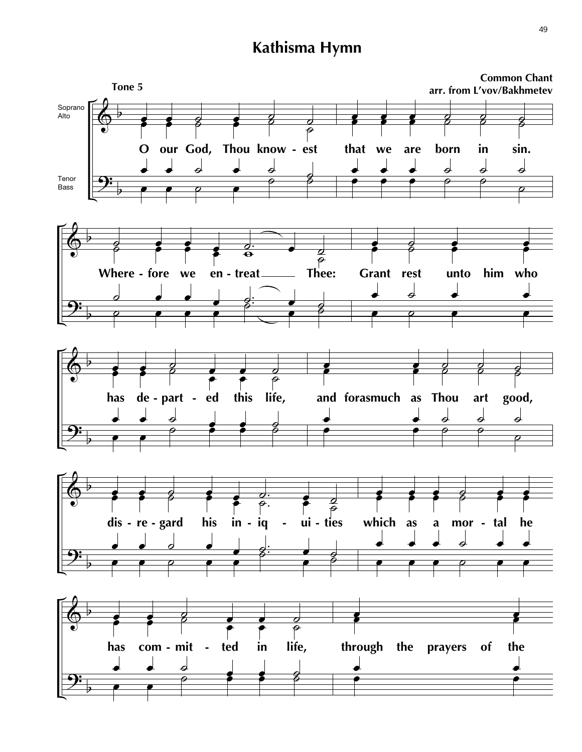# Kathisma Hymn

**Common Chant**
**arr. from L'vov/Bakhmetev**

**Tone 5**

Soprano
Alto

Tenor
Bass

O our God, Thou know - est that we are born in sin.

Where - fore we en - treat Thee: Grant rest unto him who

has de - part - ed this life, and forasmuch as Thou art good,

dis - re - gard his in - iq - ui - ties which as a mor - tal he

has com - mit - ted in life, through the prayers of the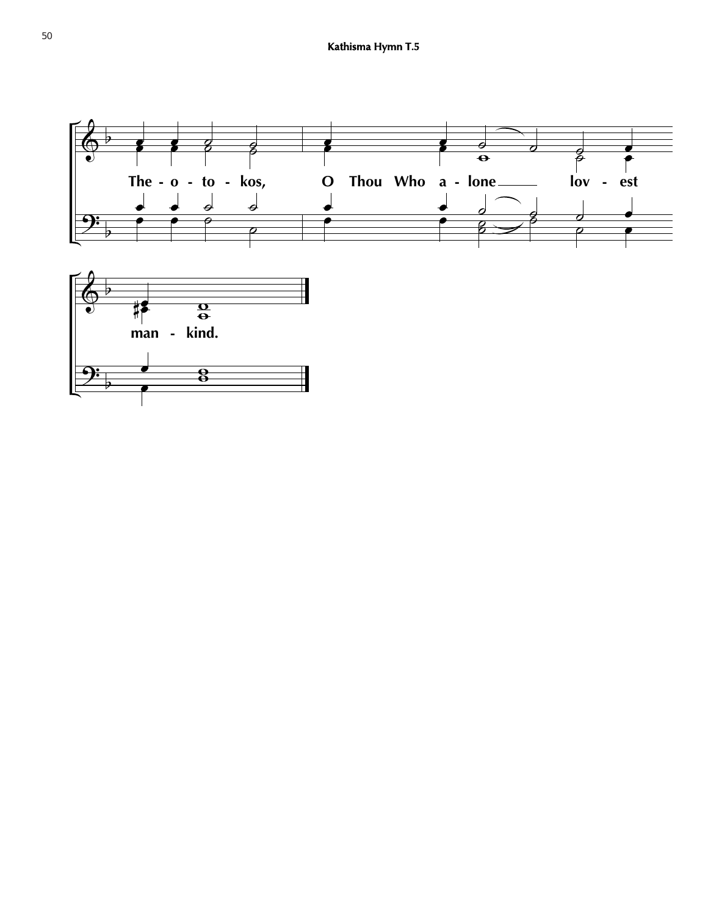**Kathisma Hymn T.5**

The - o - to - kos, O Thou Who a - lone lov - est man - kind.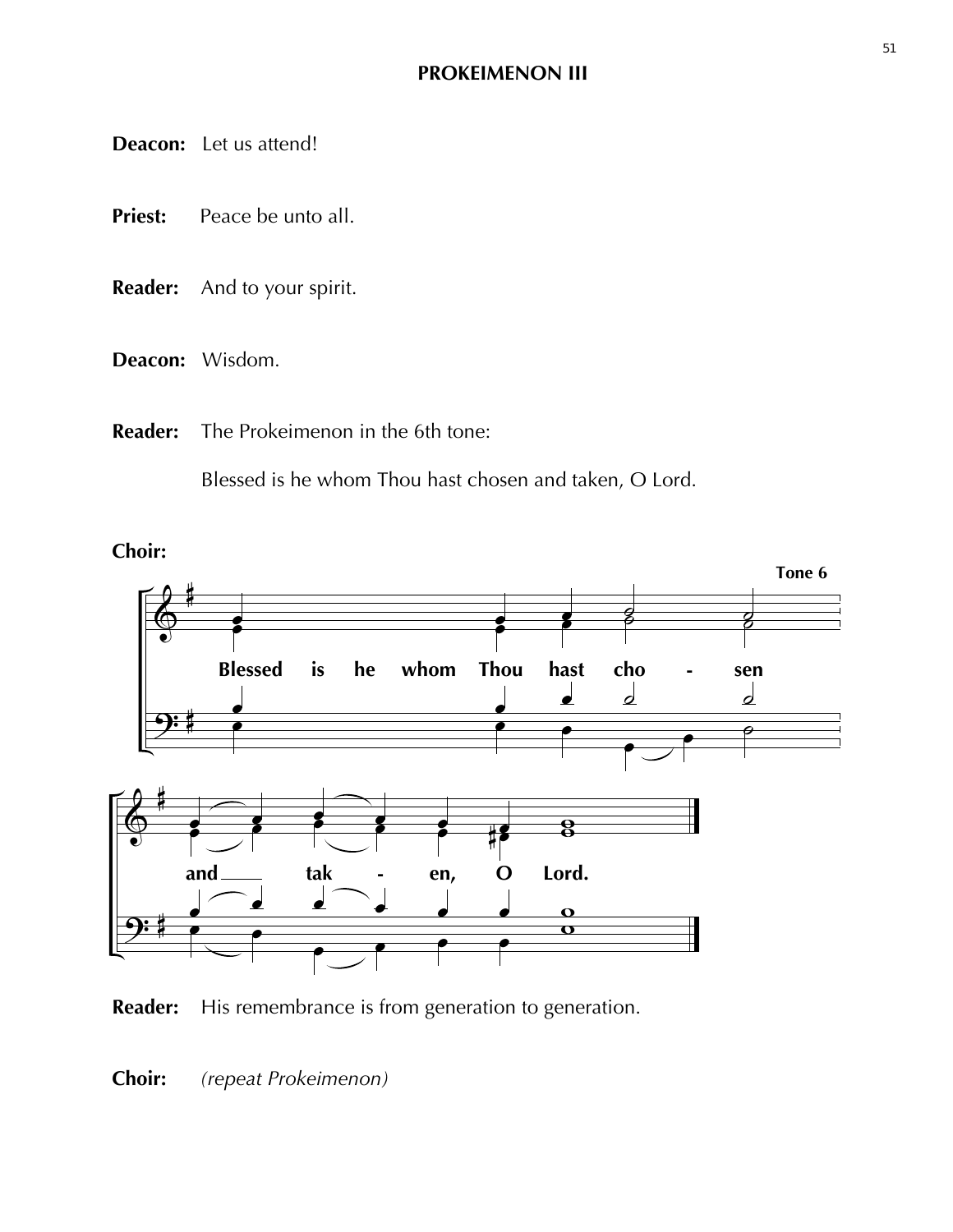## PROKEIMENON III

**Deacon:** Let us attend!

**Priest:** Peace be unto all.

**Reader:** And to your spirit.

**Deacon:** Wisdom.

**Reader:** The Prokeimenon in the 6th tone:

Blessed is he whom Thou hast chosen and taken, O Lord.

**Choir:**

**Tone 6**

**Blessed is he whom Thou hast cho - sen and tak - en, O Lord.**

**Reader:** His remembrance is from generation to generation.

**Choir:** *(repeat Prokeimenon)*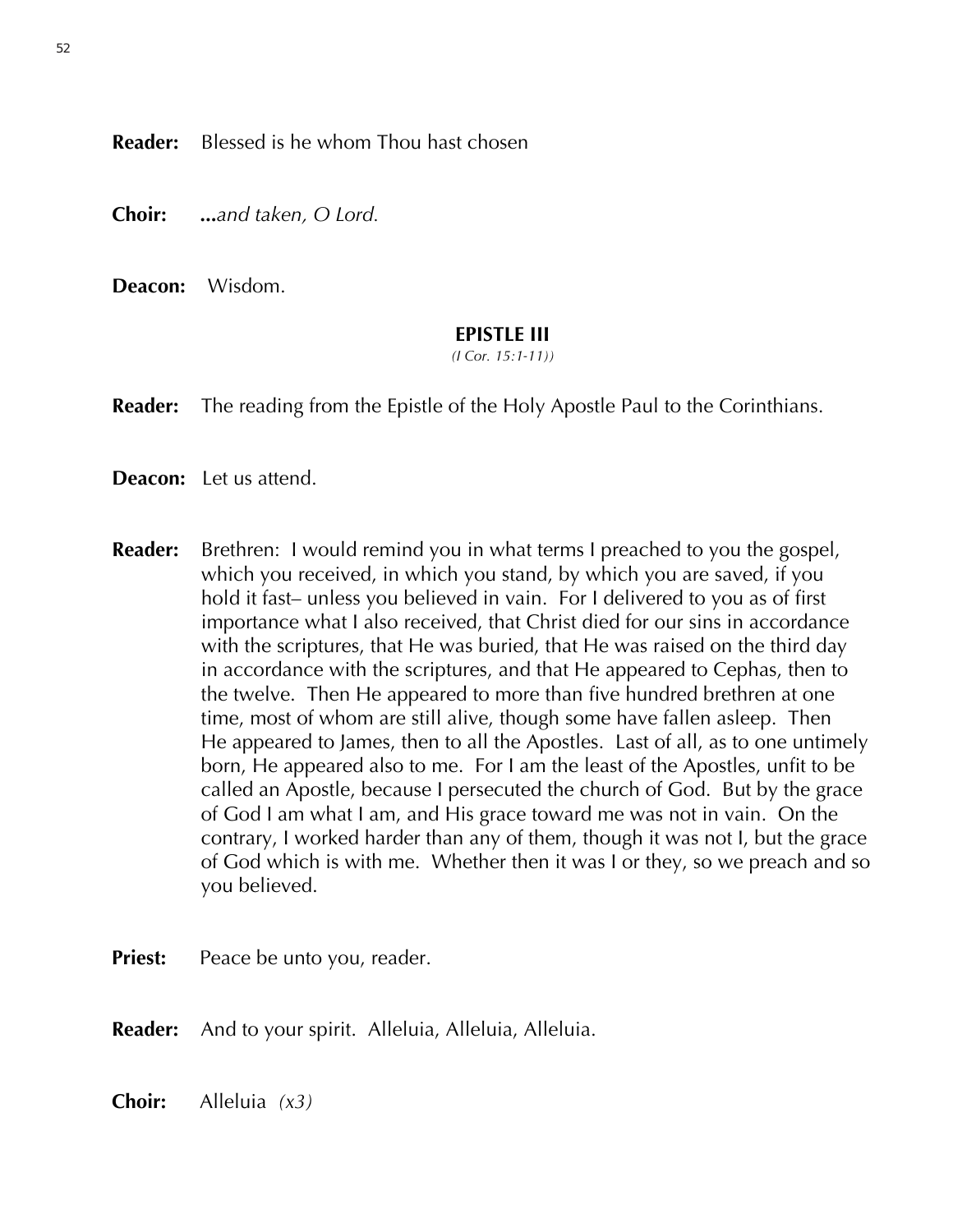**Reader:** Blessed is he whom Thou hast chosen

**Choir:** **...***and taken, O Lord.*

**Deacon:** Wisdom.

## EPISTLE III

*(I Cor. 15:1-11))*

**Reader:** The reading from the Epistle of the Holy Apostle Paul to the Corinthians.

**Deacon:** Let us attend.

**Reader:** Brethren: I would remind you in what terms I preached to you the gospel, which you received, in which you stand, by which you are saved, if you hold it fast– unless you believed in vain. For I delivered to you as of first importance what I also received, that Christ died for our sins in accordance with the scriptures, that He was buried, that He was raised on the third day in accordance with the scriptures, and that He appeared to Cephas, then to the twelve. Then He appeared to more than five hundred brethren at one time, most of whom are still alive, though some have fallen asleep. Then He appeared to James, then to all the Apostles. Last of all, as to one untimely born, He appeared also to me. For I am the least of the Apostles, unfit to be called an Apostle, because I persecuted the church of God. But by the grace of God I am what I am, and His grace toward me was not in vain. On the contrary, I worked harder than any of them, though it was not I, but the grace of God which is with me. Whether then it was I or they, so we preach and so you believed.

**Priest:** Peace be unto you, reader.

**Reader:** And to your spirit. Alleluia, Alleluia, Alleluia.

**Choir:** Alleluia *(x3)*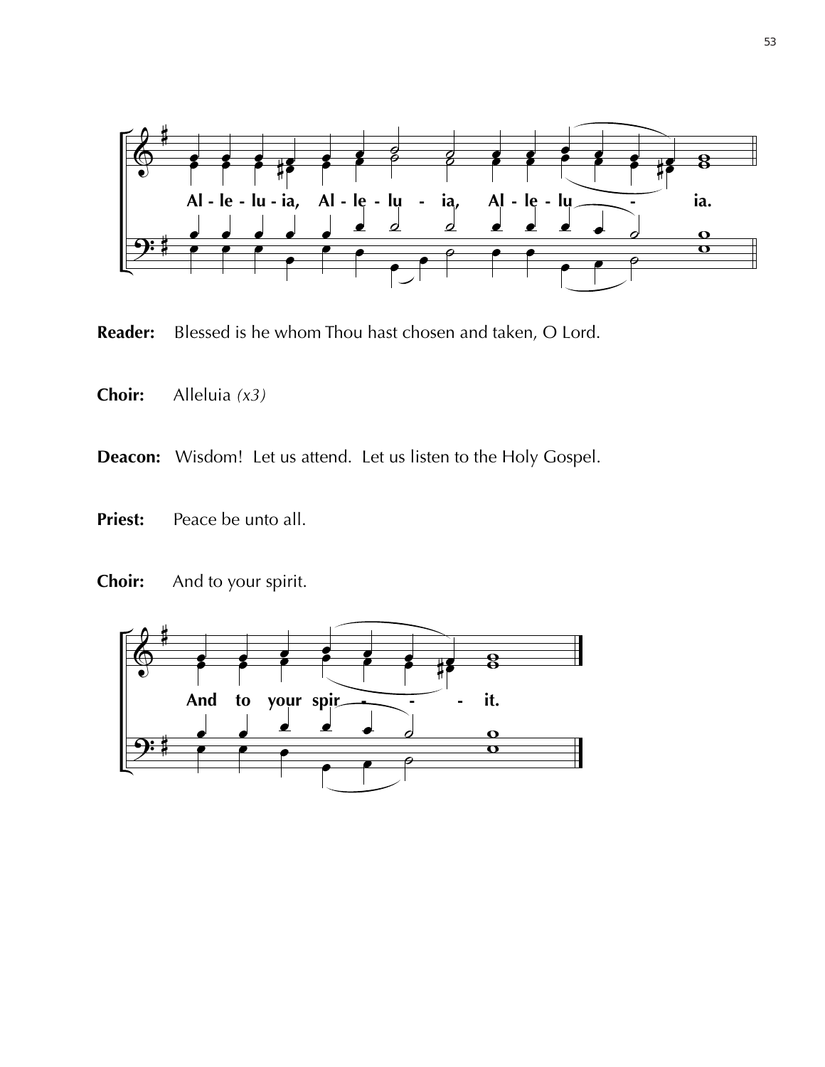Al - le - lu - ia, Al - le - lu - ia, Al - le - lu - ia.

**Reader:** Blessed is he whom Thou hast chosen and taken, O Lord.

**Choir:** Alleluia *(x3)*

**Deacon:** Wisdom! Let us attend. Let us listen to the Holy Gospel.

**Priest:** Peace be unto all.

**Choir:** And to your spirit.

And to your spir - - - it.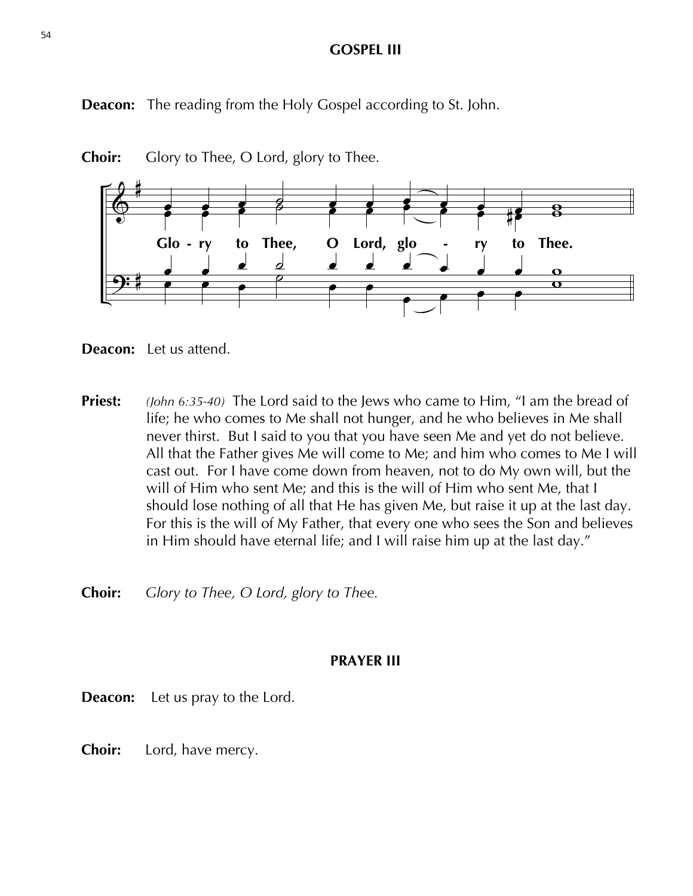## GOSPEL III

**Deacon:** The reading from the Holy Gospel according to St. John.

**Choir:** Glory to Thee, O Lord, glory to Thee.

Glo - ry to Thee, O Lord, glo - ry to Thee.

**Deacon:** Let us attend.

**Priest:** *(John 6:35-40)* The Lord said to the Jews who came to Him, "I am the bread of life; he who comes to Me shall not hunger, and he who believes in Me shall never thirst. But I said to you that you have seen Me and yet do not believe. All that the Father gives Me will come to Me; and him who comes to Me I will cast out. For I have come down from heaven, not to do My own will, but the will of Him who sent Me; and this is the will of Him who sent Me, that I should lose nothing of all that He has given Me, but raise it up at the last day. For this is the will of My Father, that every one who sees the Son and believes in Him should have eternal life; and I will raise him up at the last day."

**Choir:** *Glory to Thee, O Lord, glory to Thee.*

## PRAYER III

**Deacon:** Let us pray to the Lord.

**Choir:** Lord, have mercy.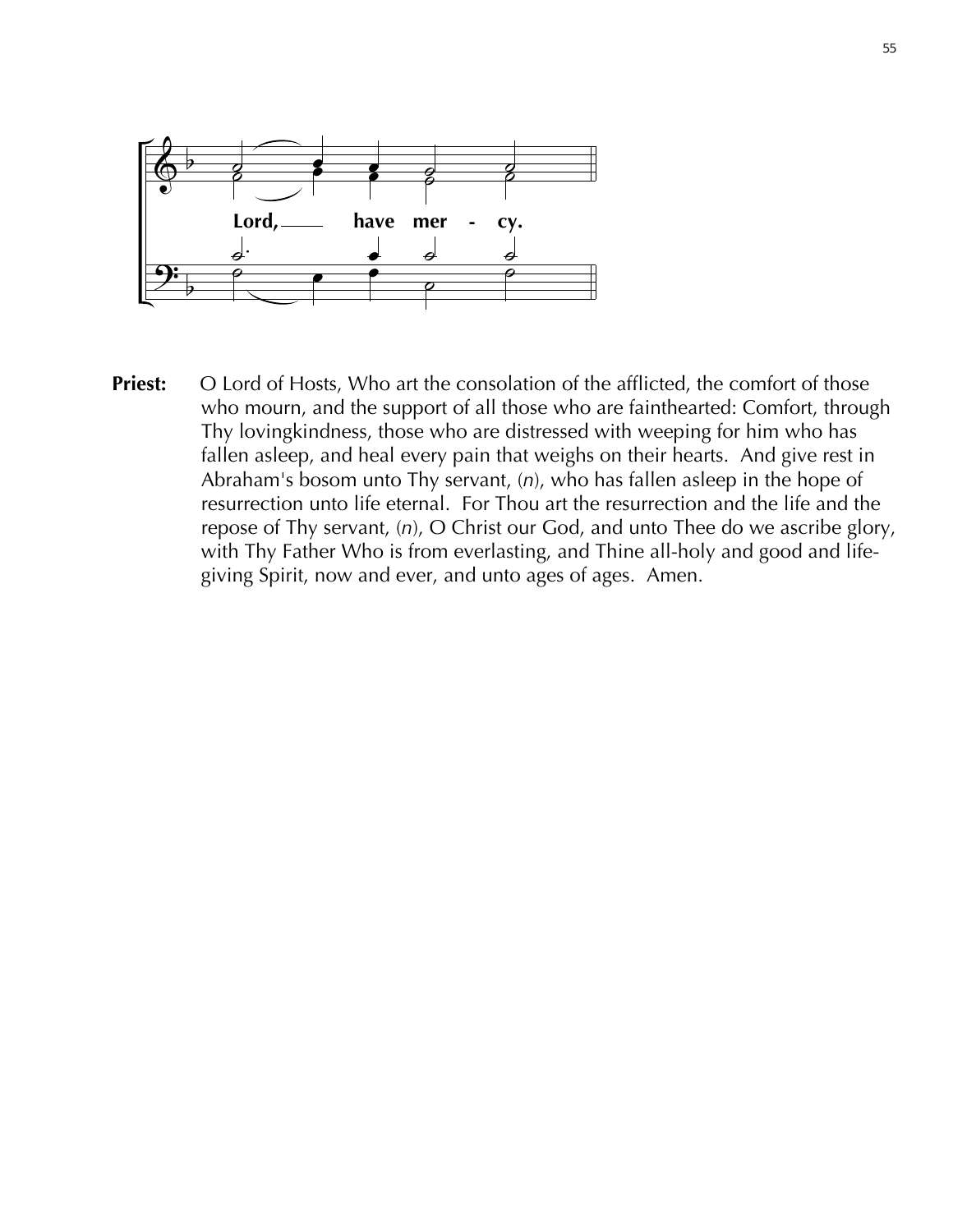Lord, have mer - cy.

**Priest:** O Lord of Hosts, Who art the consolation of the afflicted, the comfort of those who mourn, and the support of all those who are fainthearted: Comfort, through Thy lovingkindness, those who are distressed with weeping for him who has fallen asleep, and heal every pain that weighs on their hearts. And give rest in Abraham's bosom unto Thy servant, (*n*), who has fallen asleep in the hope of resurrection unto life eternal. For Thou art the resurrection and the life and the repose of Thy servant, (*n*), O Christ our God, and unto Thee do we ascribe glory, with Thy Father Who is from everlasting, and Thine all-holy and good and life-giving Spirit, now and ever, and unto ages of ages. Amen.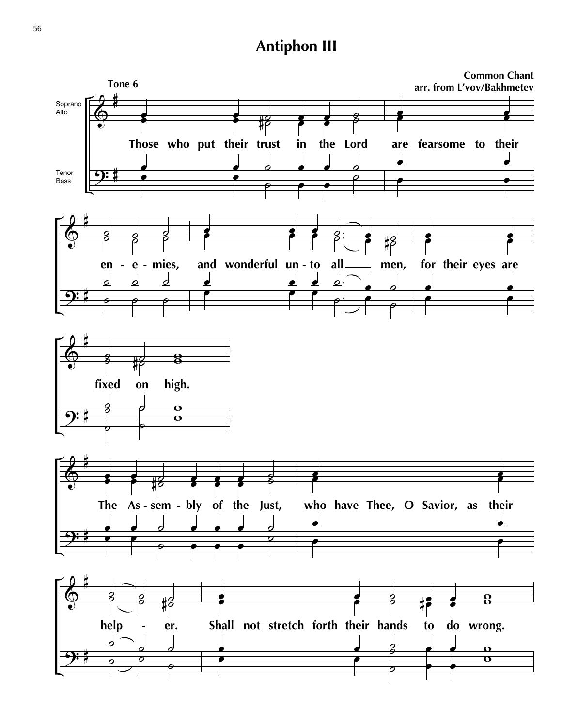# Antiphon III

**Tone 6**

**Common Chant**
**arr. from L'vov/Bakhmetev**

Soprano
Alto

Tenor
Bass

Those who put their trust in the Lord are fearsome to their en - e - mies, and wonderful un - to all men, for their eyes are fixed on high.

The As - sem - bly of the Just, who have Thee, O Savior, as their help - er. Shall not stretch forth their hands to do wrong.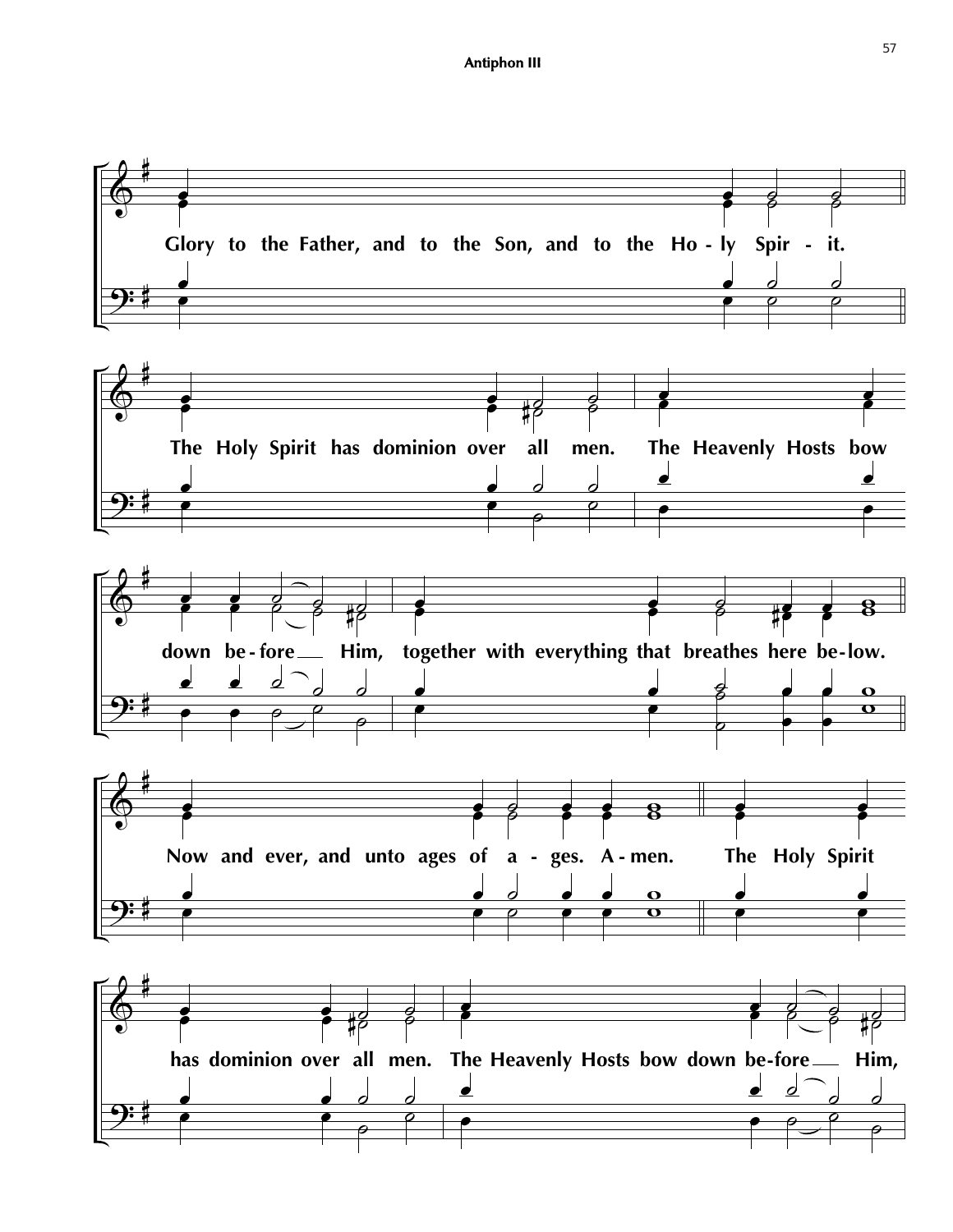**Antiphon III**

Glory to the Father, and to the Son, and to the Ho - ly Spir - it.

The Holy Spirit has dominion over all men. The Heavenly Hosts bow down be - fore \_\_ Him, together with everything that breathes here be - low.

Now and ever, and unto ages of a - ges. A - men. The Holy Spirit has dominion over all men. The Heavenly Hosts bow down be - fore \_\_ Him,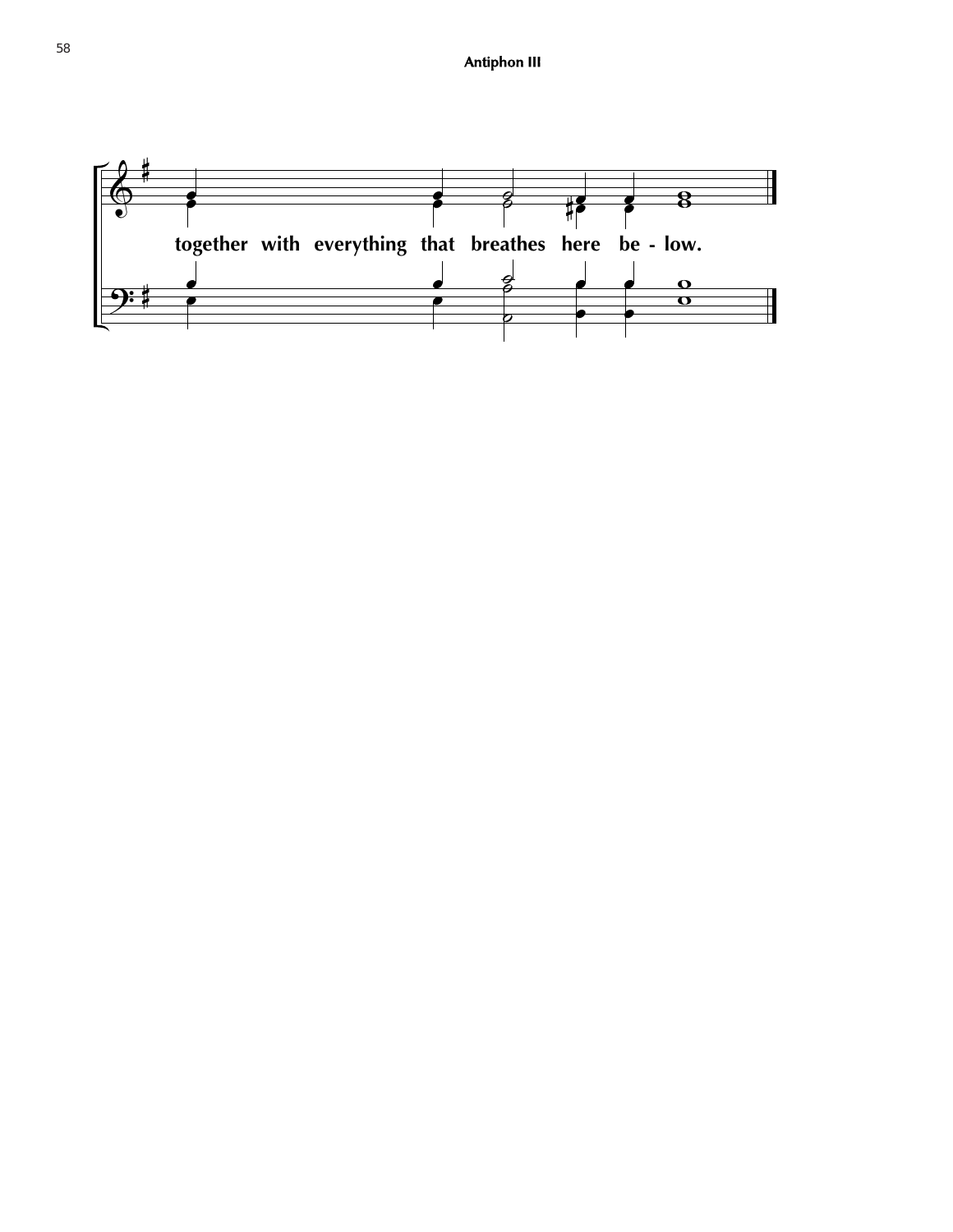**Antiphon III**

together with everything that breathes here be - low.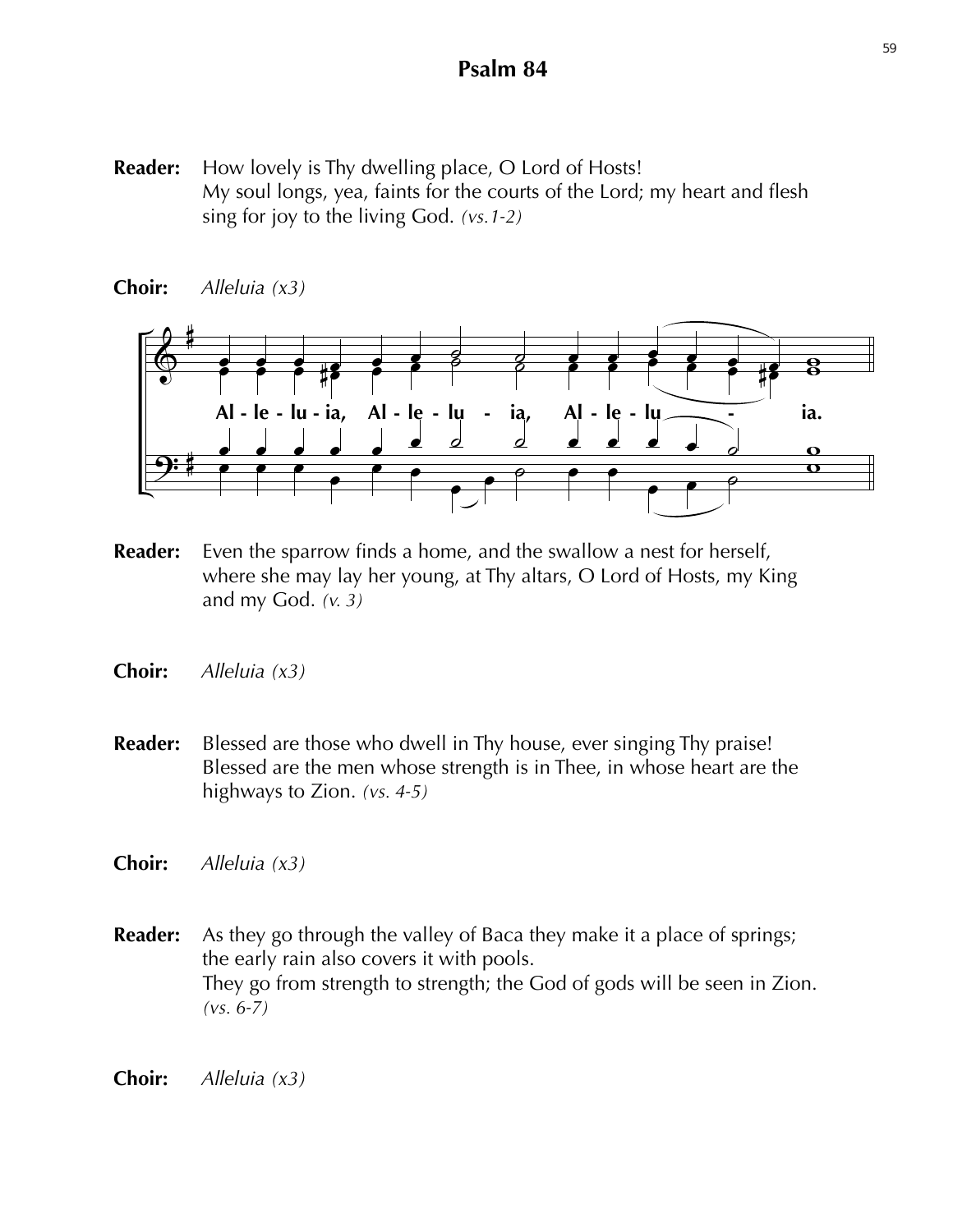# Psalm 84

**Reader:** How lovely is Thy dwelling place, O Lord of Hosts!
My soul longs, yea, faints for the courts of the Lord; my heart and flesh sing for joy to the living God. *(vs.1-2)*

**Choir:** *Alleluia (x3)*

**Al - le - lu - ia, Al - le - lu - ia, Al - le - lu - ia.**

**Reader:** Even the sparrow finds a home, and the swallow a nest for herself, where she may lay her young, at Thy altars, O Lord of Hosts, my King and my God. *(v. 3)*

**Choir:** *Alleluia (x3)*

**Reader:** Blessed are those who dwell in Thy house, ever singing Thy praise!
Blessed are the men whose strength is in Thee, in whose heart are the highways to Zion. *(vs. 4-5)*

**Choir:** *Alleluia (x3)*

**Reader:** As they go through the valley of Baca they make it a place of springs; the early rain also covers it with pools.
They go from strength to strength; the God of gods will be seen in Zion. *(vs. 6-7)*

**Choir:** *Alleluia (x3)*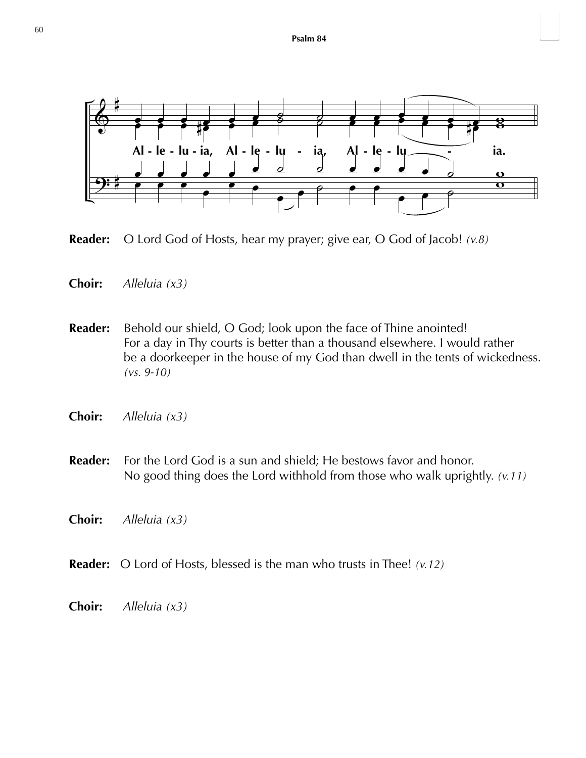## Psalm 84

Al - le - lu - ia, Al - le - lu - ia, Al - le - lu - ia.

**Reader:** O Lord God of Hosts, hear my prayer; give ear, O God of Jacob! *(v.8)*

**Choir:** *Alleluia (x3)*

**Reader:** Behold our shield, O God; look upon the face of Thine anointed! For a day in Thy courts is better than a thousand elsewhere. I would rather be a doorkeeper in the house of my God than dwell in the tents of wickedness. *(vs. 9-10)*

**Choir:** *Alleluia (x3)*

**Reader:** For the Lord God is a sun and shield; He bestows favor and honor. No good thing does the Lord withhold from those who walk uprightly. *(v.11)*

**Choir:** *Alleluia (x3)*

**Reader:** O Lord of Hosts, blessed is the man who trusts in Thee! *(v.12)*

**Choir:** *Alleluia (x3)*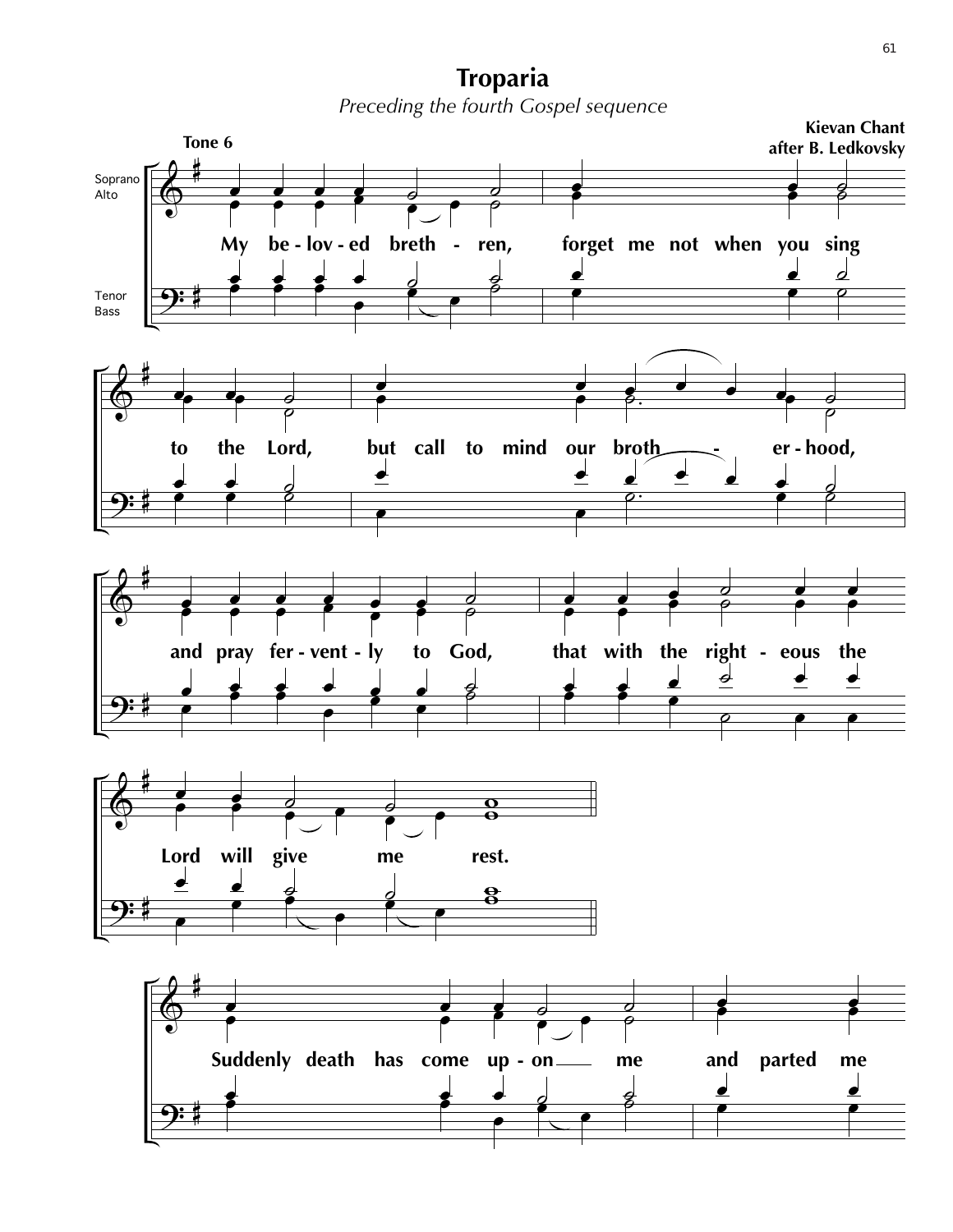# Troparia

*Preceding the fourth Gospel sequence*

**Tone 6**

**Kievan Chant**
**after B. Ledkovsky**

Soprano
Alto

Tenor
Bass

My be - lov - ed breth - ren, forget me not when you sing to the Lord, but call to mind our broth - er - hood, and pray fer - vent - ly to God, that with the right - eous the Lord will give me rest.

Suddenly death has come up - on me and parted me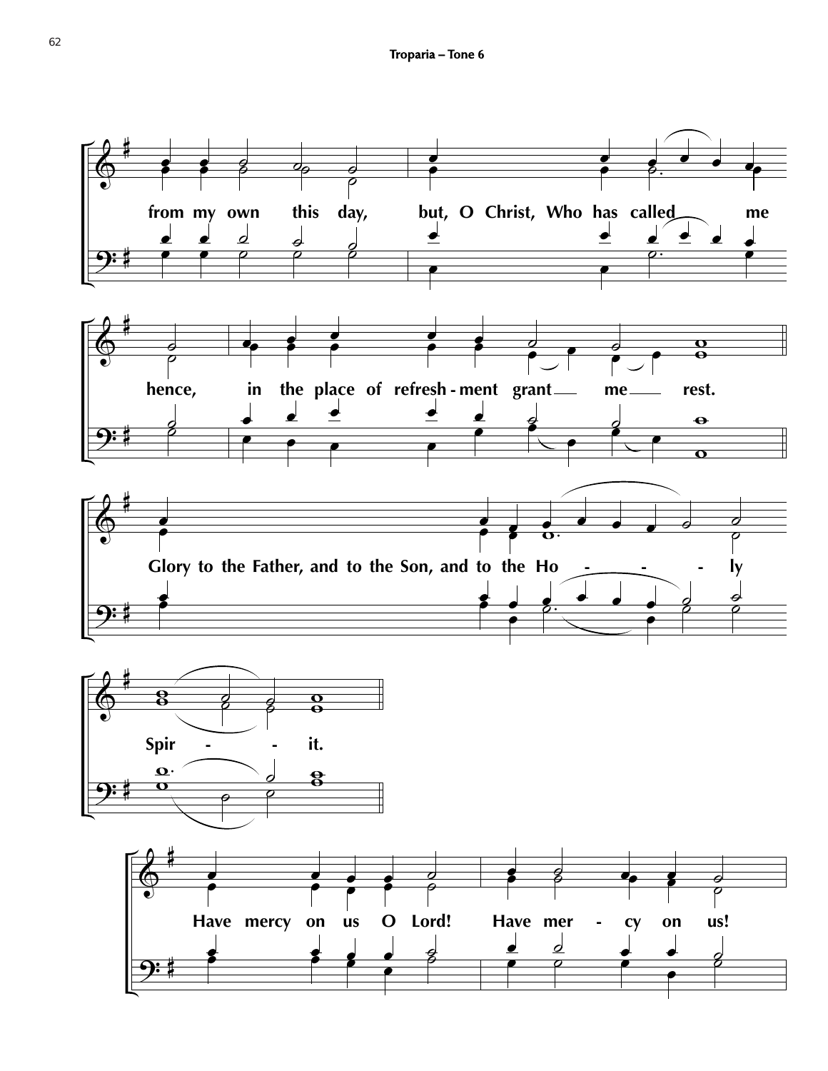from my own this day, but, O Christ, Who has called me

hence, in the place of refresh-ment grant me rest.

Glory to the Father, and to the Son, and to the Ho - - - ly

Spir - - it.

Have mercy on us O Lord! Have mer - cy on us!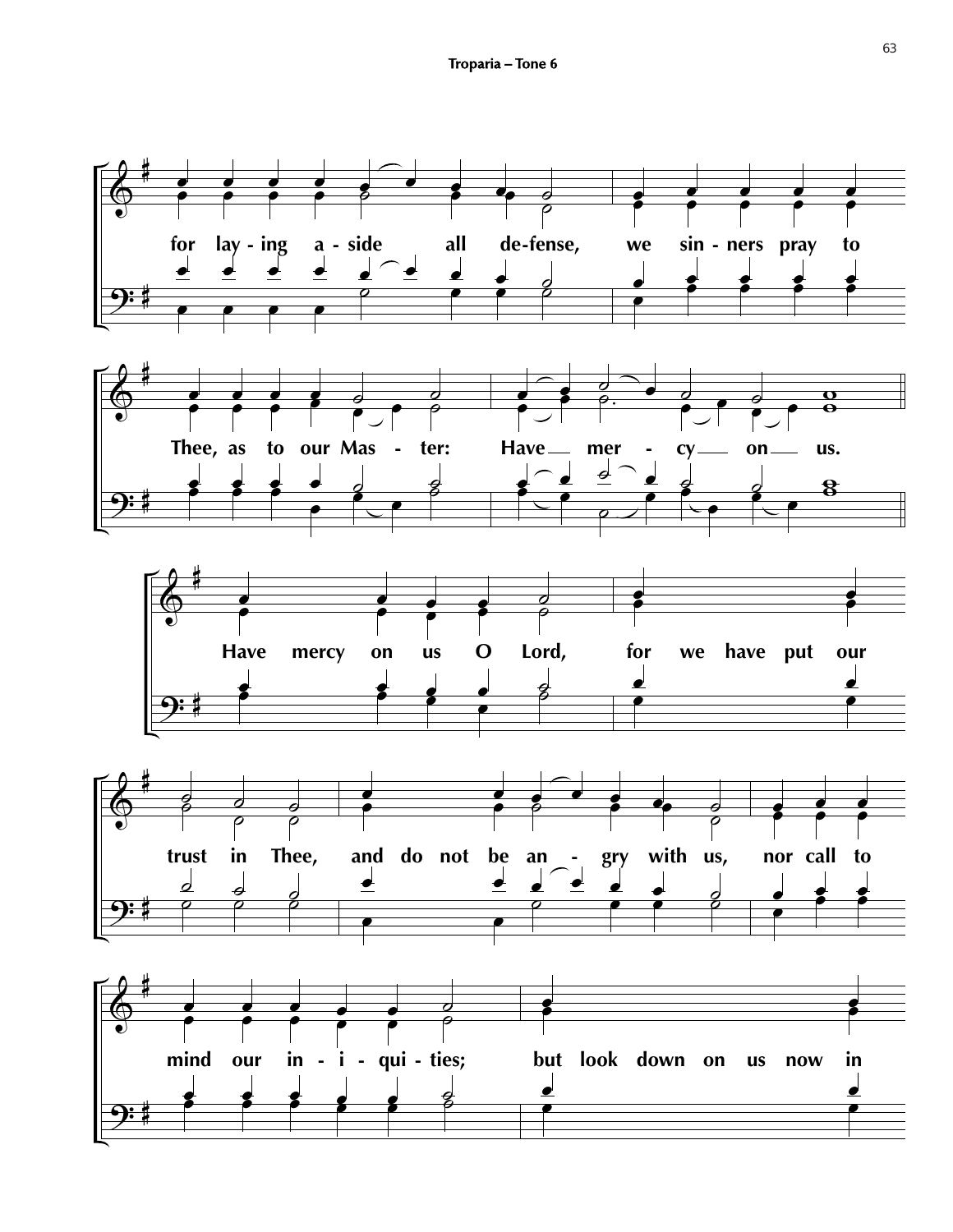Troparia – Tone 6

for lay - ing a - side all de-fense, we sin - ners pray to

Thee, as to our Mas - ter: Have mer - cy on us.

Have mercy on us O Lord, for we have put our

trust in Thee, and do not be an - gry with us, nor call to

mind our in - i - qui - ties; but look down on us now in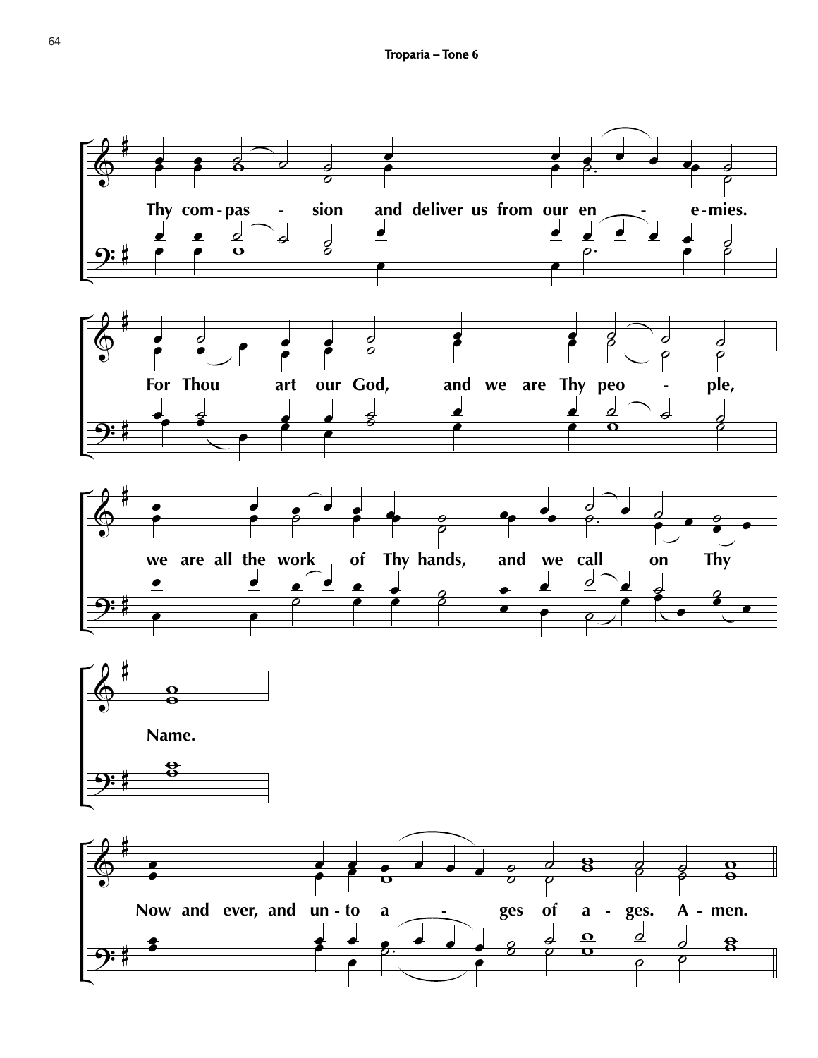# Troparia – Tone 6

Thy com-pas - sion and deliver us from our en - e-mies.

For Thou art our God, and we are Thy peo - ple,

we are all the work of Thy hands, and we call on Thy

Name.

Now and ever, and un-to a - ges of a - ges. A - men.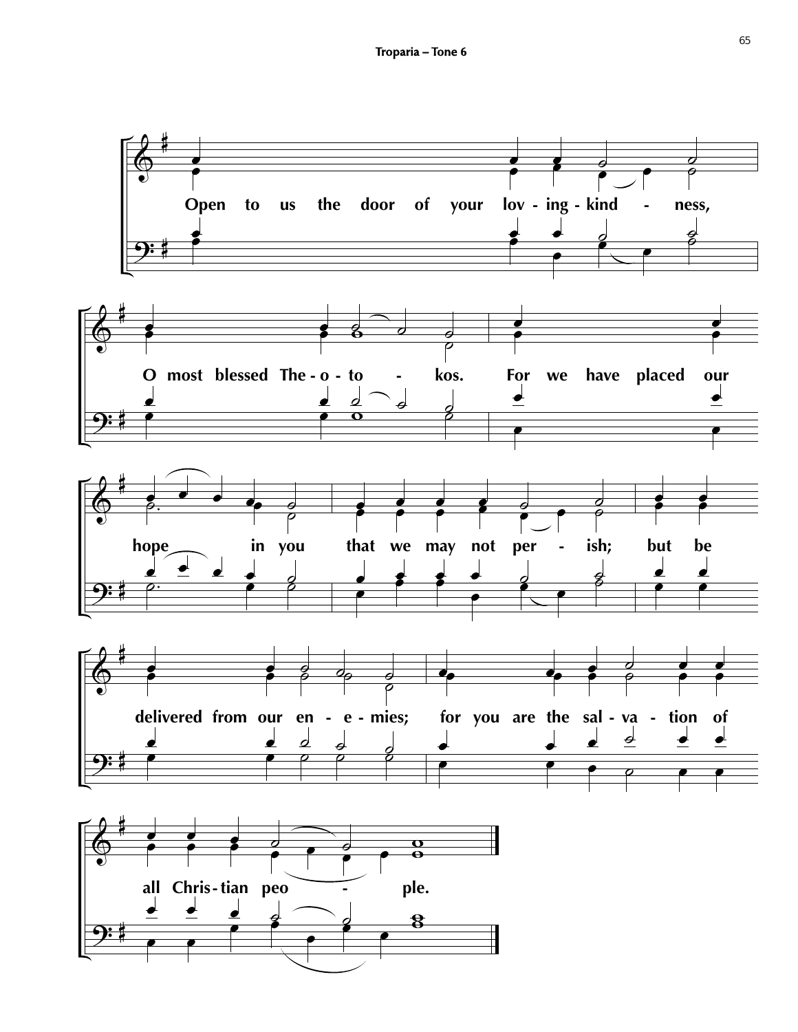Open to us the door of your lov - ing - kind - ness,

O most blessed The - o - to - kos. For we have placed our

hope in you that we may not per - ish; but be

delivered from our en - e - mies; for you are the sal - va - tion of

all Chris - tian peo - ple.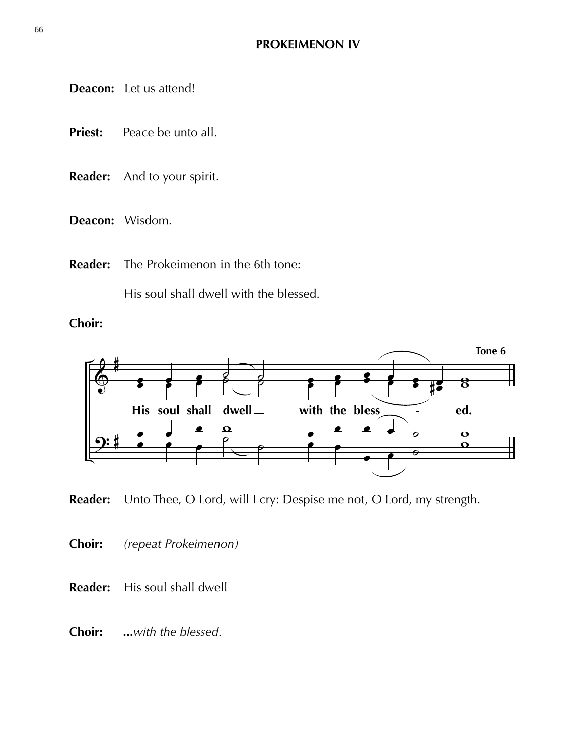## PROKEIMENON IV

**Deacon:** Let us attend!

**Priest:** Peace be unto all.

**Reader:** And to your spirit.

**Deacon:** Wisdom.

**Reader:** The Prokeimenon in the 6th tone:

His soul shall dwell with the blessed.

**Choir:**

Tone 6

His soul shall dwell with the bless - ed.

**Reader:** Unto Thee, O Lord, will I cry: Despise me not, O Lord, my strength.

**Choir:** *(repeat Prokeimenon)*

**Reader:** His soul shall dwell

**Choir:** **...***with the blessed.*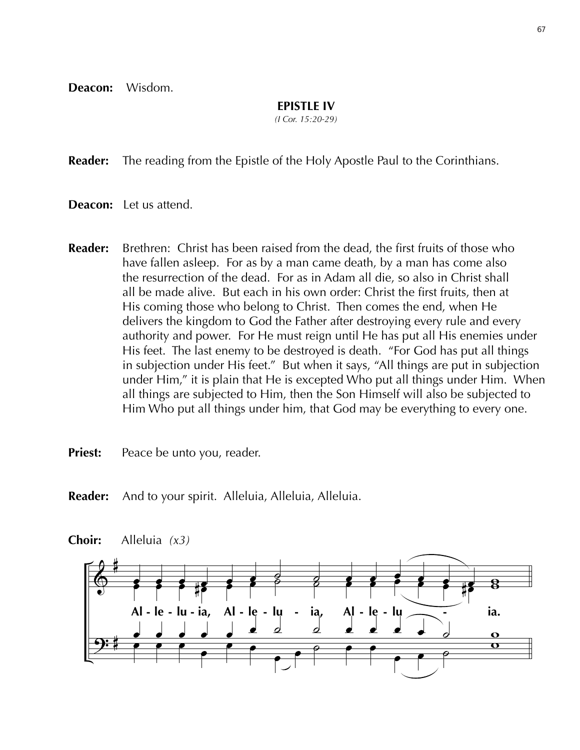**Deacon:** Wisdom.

## EPISTLE IV

*(I Cor. 15:20-29)*

**Reader:** The reading from the Epistle of the Holy Apostle Paul to the Corinthians.

**Deacon:** Let us attend.

**Reader:** Brethren: Christ has been raised from the dead, the first fruits of those who have fallen asleep. For as by a man came death, by a man has come also the resurrection of the dead. For as in Adam all die, so also in Christ shall all be made alive. But each in his own order: Christ the first fruits, then at His coming those who belong to Christ. Then comes the end, when He delivers the kingdom to God the Father after destroying every rule and every authority and power. For He must reign until He has put all His enemies under His feet. The last enemy to be destroyed is death. "For God has put all things in subjection under His feet." But when it says, "All things are put in subjection under Him," it is plain that He is excepted Who put all things under Him. When all things are subjected to Him, then the Son Himself will also be subjected to Him Who put all things under him, that God may be everything to every one.

**Priest:** Peace be unto you, reader.

**Reader:** And to your spirit. Alleluia, Alleluia, Alleluia.

**Choir:** Alleluia *(x3)*

Al - le - lu - ia, Al - le - lu - ia, Al - le - lu - ia.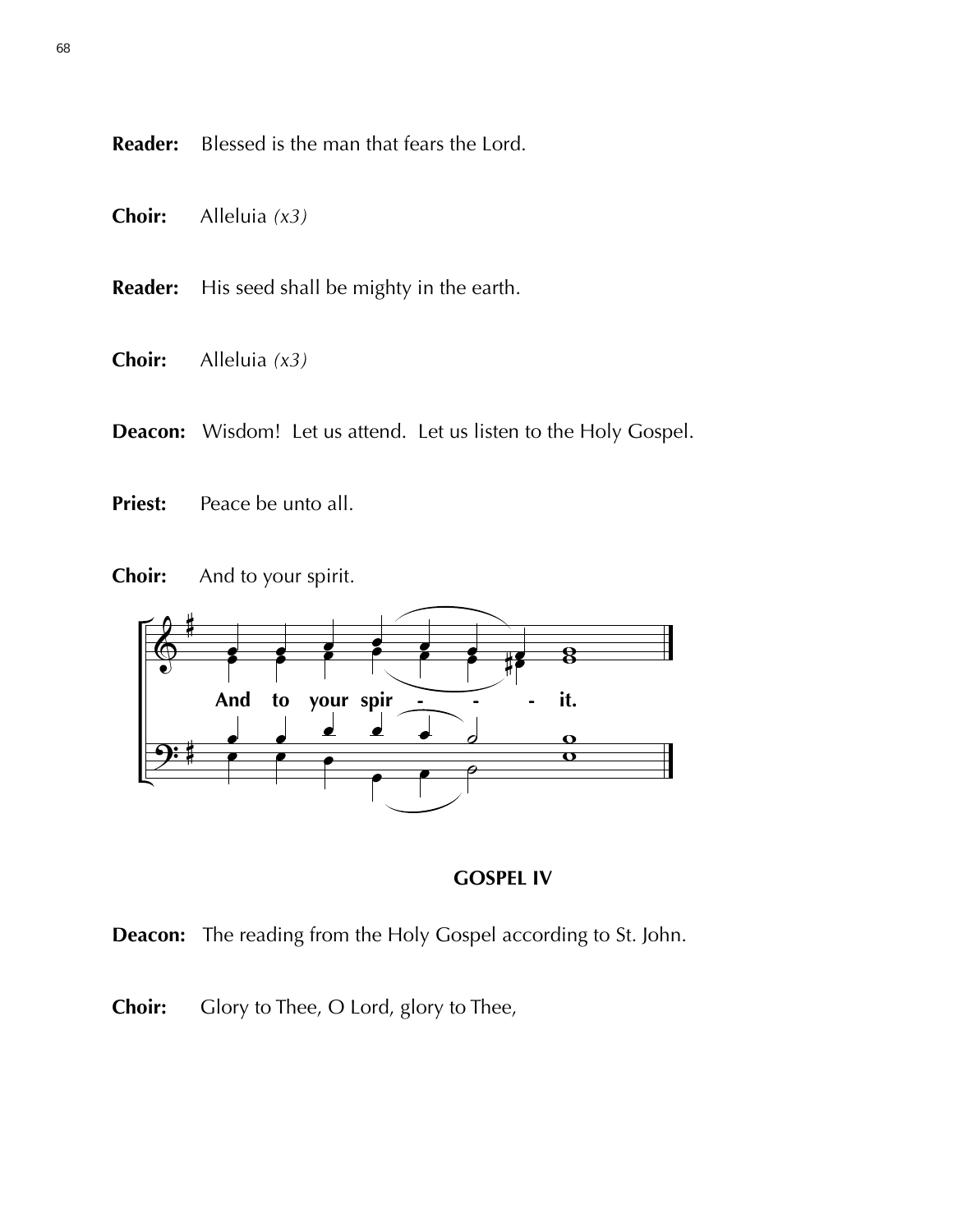**Reader:** Blessed is the man that fears the Lord.

**Choir:** Alleluia *(x3)*

**Reader:** His seed shall be mighty in the earth.

**Choir:** Alleluia *(x3)*

**Deacon:** Wisdom! Let us attend. Let us listen to the Holy Gospel.

**Priest:** Peace be unto all.

**Choir:** And to your spirit.

And to your spir - - - it.

**GOSPEL IV**

**Deacon:** The reading from the Holy Gospel according to St. John.

**Choir:** Glory to Thee, O Lord, glory to Thee,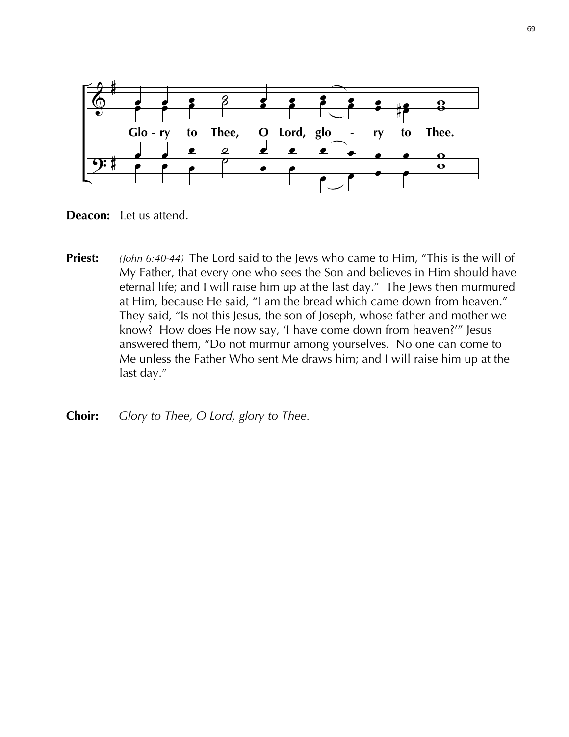Glo - ry to Thee, O Lord, glo - ry to Thee.

**Deacon:** Let us attend.

**Priest:** *(John 6:40-44)* The Lord said to the Jews who came to Him, "This is the will of My Father, that every one who sees the Son and believes in Him should have eternal life; and I will raise him up at the last day." The Jews then murmured at Him, because He said, "I am the bread which came down from heaven." They said, "Is not this Jesus, the son of Joseph, whose father and mother we know? How does He now say, 'I have come down from heaven?'" Jesus answered them, "Do not murmur among yourselves. No one can come to Me unless the Father Who sent Me draws him; and I will raise him up at the last day."

**Choir:** *Glory to Thee, O Lord, glory to Thee.*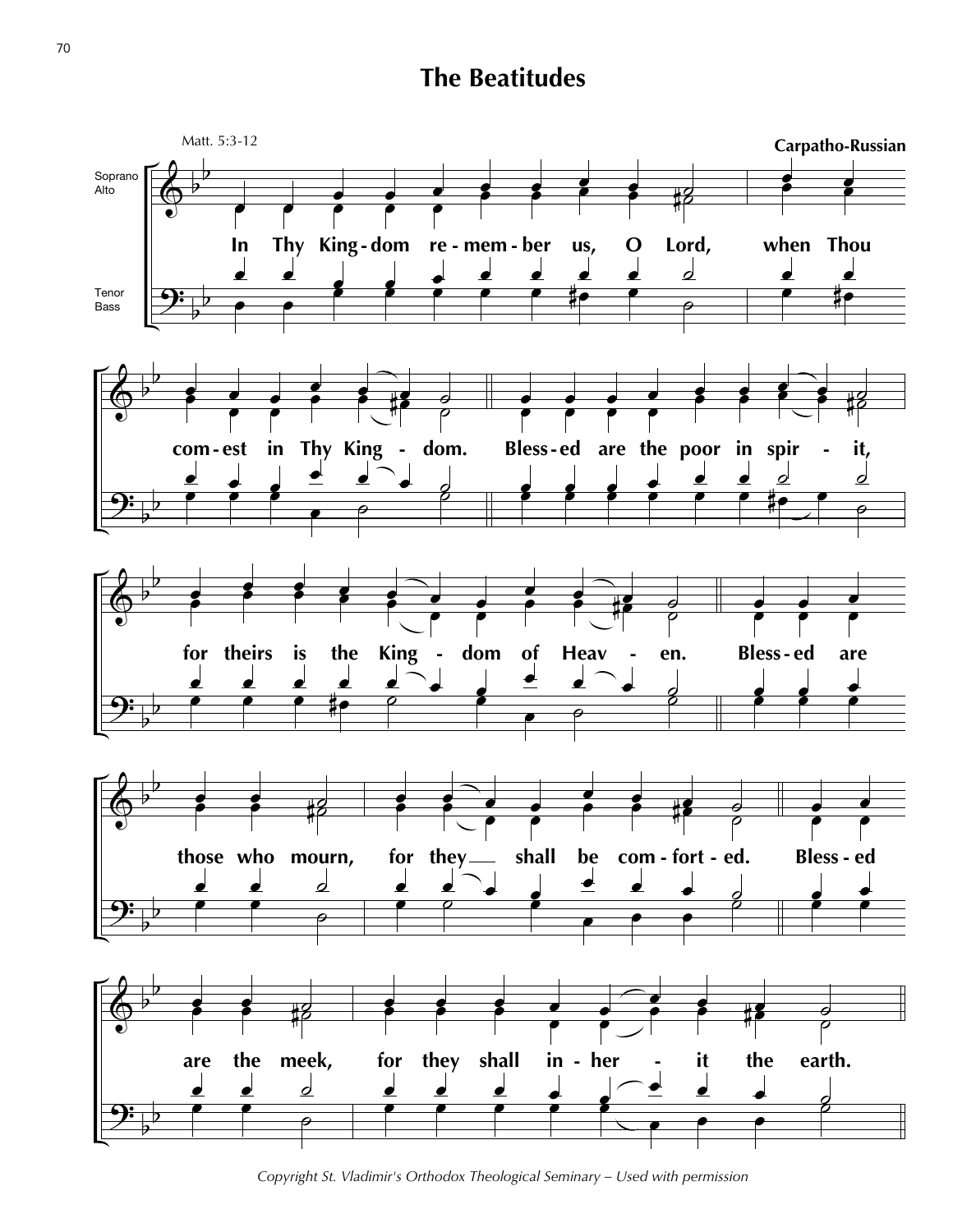# The Beatitudes

Matt. 5:3-12

**Carpatho-Russian**

Soprano
Alto

Tenor
Bass

**In Thy King - dom re - mem - ber us, O Lord, when Thou com - est in Thy King - dom. Bless - ed are the poor in spir - it, for theirs is the King - dom of Heav - en. Bless - ed are those who mourn, for they shall be com - fort - ed. Bless - ed are the meek, for they shall in - her - it the earth.**

*Copyright St. Vladimir's Orthodox Theological Seminary – Used with permission*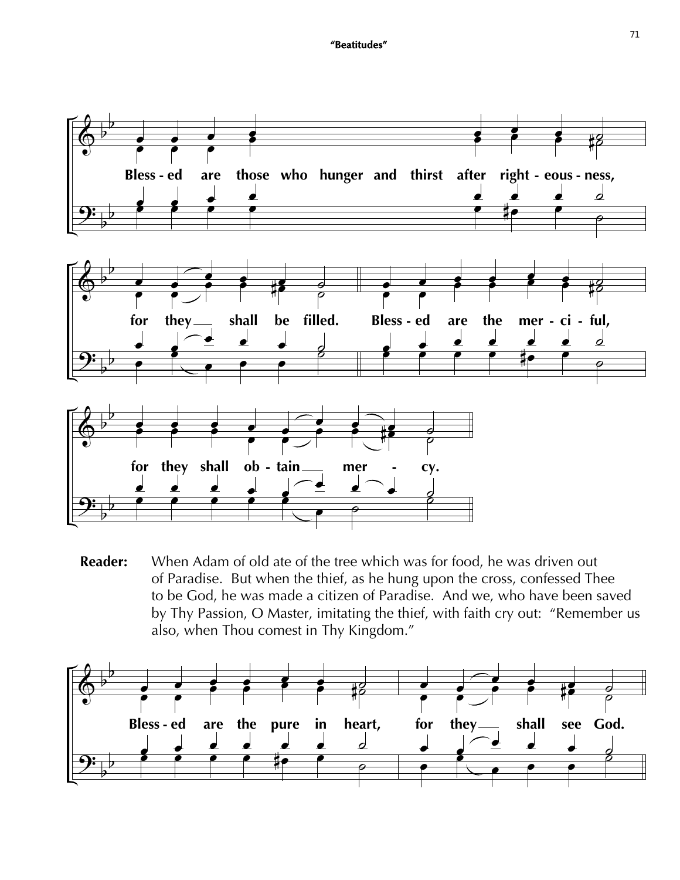## "Beatitudes"

Bless - ed are those who hunger and thirst after right - eous - ness,

for they shall be filled. Bless - ed are the mer - ci - ful,

for they shall ob - tain mer - cy.

**Reader:** When Adam of old ate of the tree which was for food, he was driven out of Paradise. But when the thief, as he hung upon the cross, confessed Thee to be God, he was made a citizen of Paradise. And we, who have been saved by Thy Passion, O Master, imitating the thief, with faith cry out: "Remember us also, when Thou comest in Thy Kingdom."

Bless - ed are the pure in heart, for they shall see God.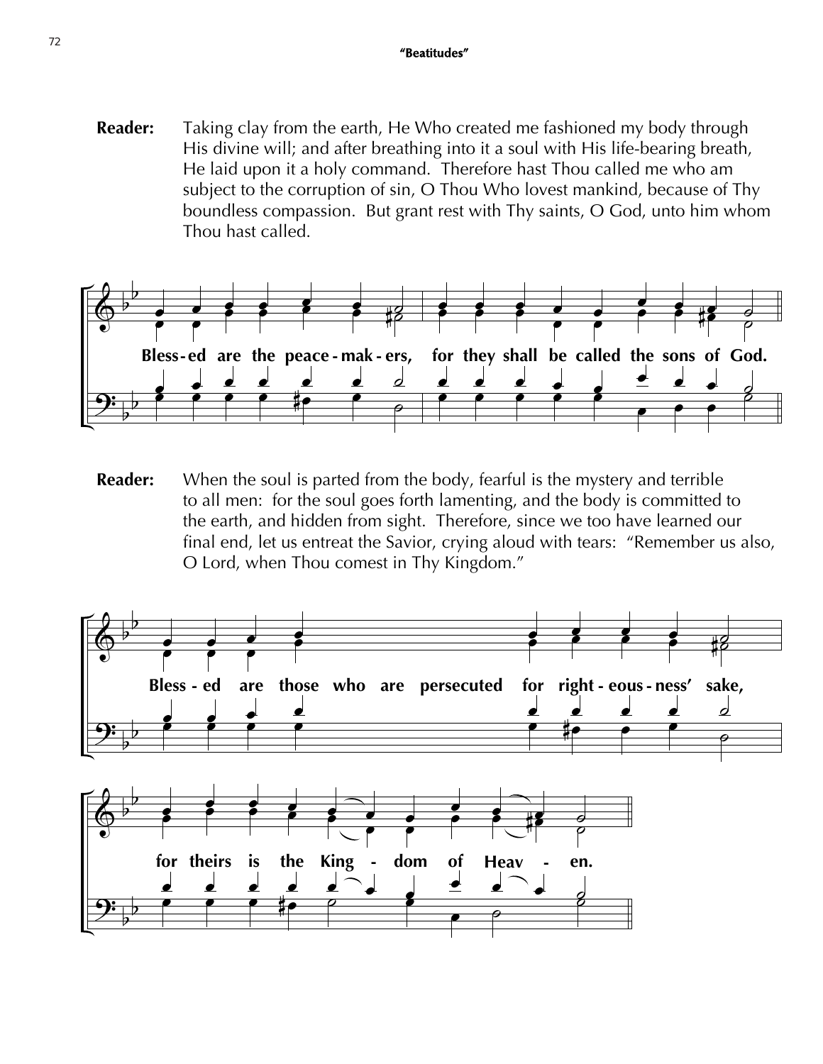**Reader:** Taking clay from the earth, He Who created me fashioned my body through His divine will; and after breathing into it a soul with His life-bearing breath, He laid upon it a holy command. Therefore hast Thou called me who am subject to the corruption of sin, O Thou Who lovest mankind, because of Thy boundless compassion. But grant rest with Thy saints, O God, unto him whom Thou hast called.

**Bless-ed are the peace-mak-ers, for they shall be called the sons of God.**

**Reader:** When the soul is parted from the body, fearful is the mystery and terrible to all men: for the soul goes forth lamenting, and the body is committed to the earth, and hidden from sight. Therefore, since we too have learned our final end, let us entreat the Savior, crying aloud with tears: "Remember us also, O Lord, when Thou comest in Thy Kingdom."

**Bless-ed are those who are persecuted for right-eous-ness' sake,**

**for theirs is the King-dom of Heav-en.**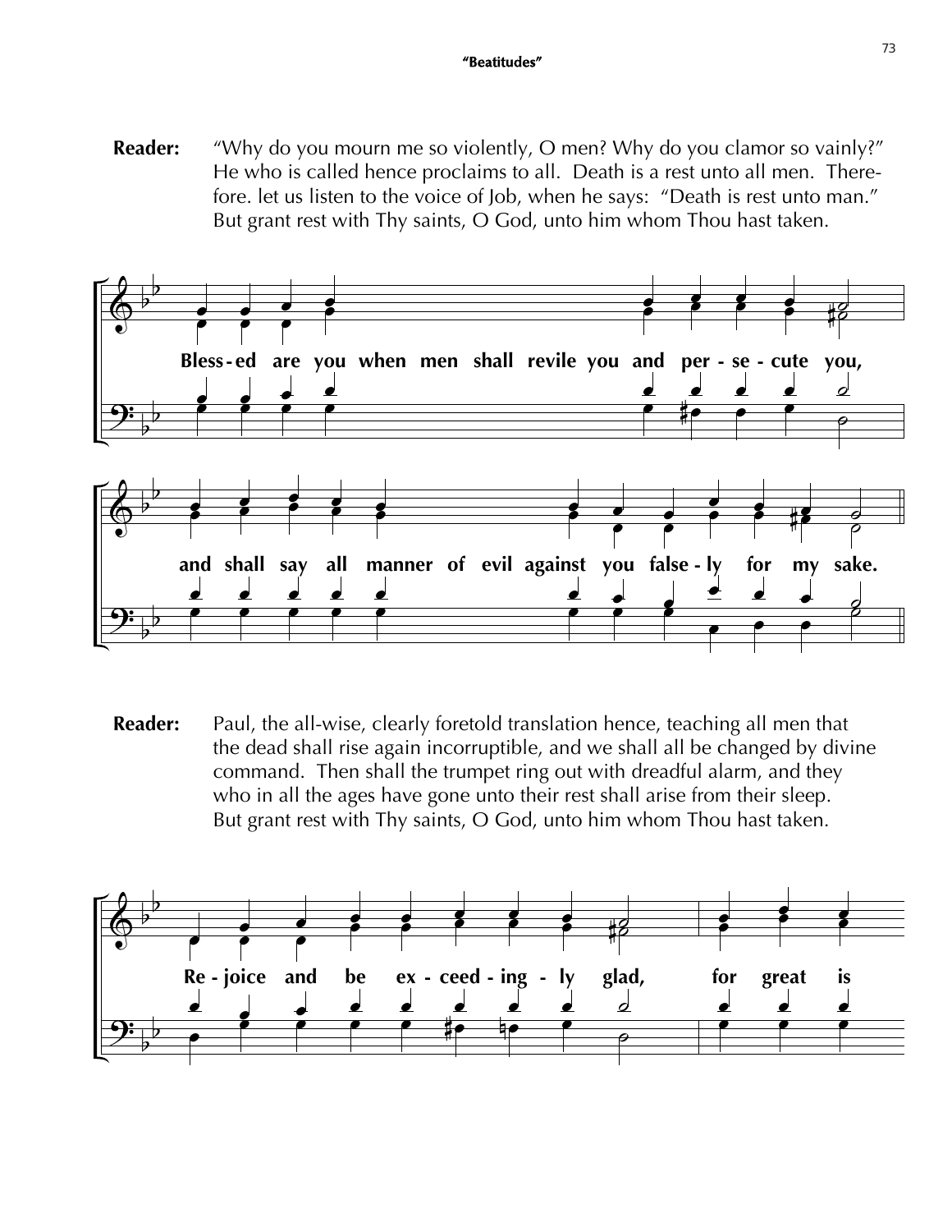**Reader:** "Why do you mourn me so violently, O men? Why do you clamor so vainly?" He who is called hence proclaims to all. Death is a rest unto all men. Therefore. let us listen to the voice of Job, when he says: "Death is rest unto man." But grant rest with Thy saints, O God, unto him whom Thou hast taken.

Bless-ed are you when men shall revile you and per-se-cute you,

and shall say all manner of evil against you false-ly for my sake.

**Reader:** Paul, the all-wise, clearly foretold translation hence, teaching all men that the dead shall rise again incorruptible, and we shall all be changed by divine command. Then shall the trumpet ring out with dreadful alarm, and they who in all the ages have gone unto their rest shall arise from their sleep. But grant rest with Thy saints, O God, unto him whom Thou hast taken.

Re-joice and be ex-ceed-ing-ly glad, for great is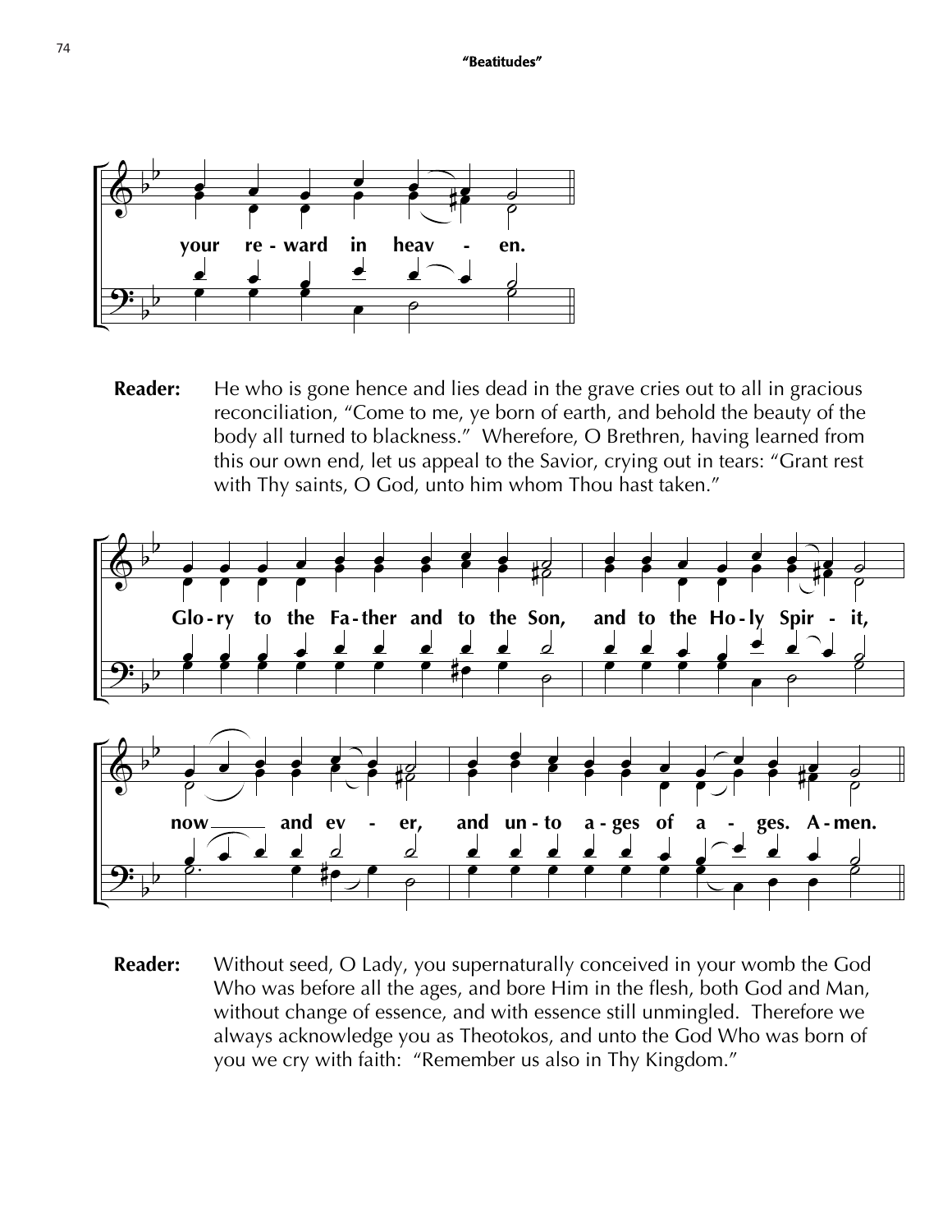your re - ward in heav - en.

**Reader:** He who is gone hence and lies dead in the grave cries out to all in gracious reconciliation, "Come to me, ye born of earth, and behold the beauty of the body all turned to blackness." Wherefore, O Brethren, having learned from this our own end, let us appeal to the Savior, crying out in tears: "Grant rest with Thy saints, O God, unto him whom Thou hast taken."

Glo - ry to the Fa - ther and to the Son, and to the Ho - ly Spir - it,

now and ev - er, and un - to a - ges of a - ges. A - men.

**Reader:** Without seed, O Lady, you supernaturally conceived in your womb the God Who was before all the ages, and bore Him in the flesh, both God and Man, without change of essence, and with essence still unmingled. Therefore we always acknowledge you as Theotokos, and unto the God Who was born of you we cry with faith: "Remember us also in Thy Kingdom."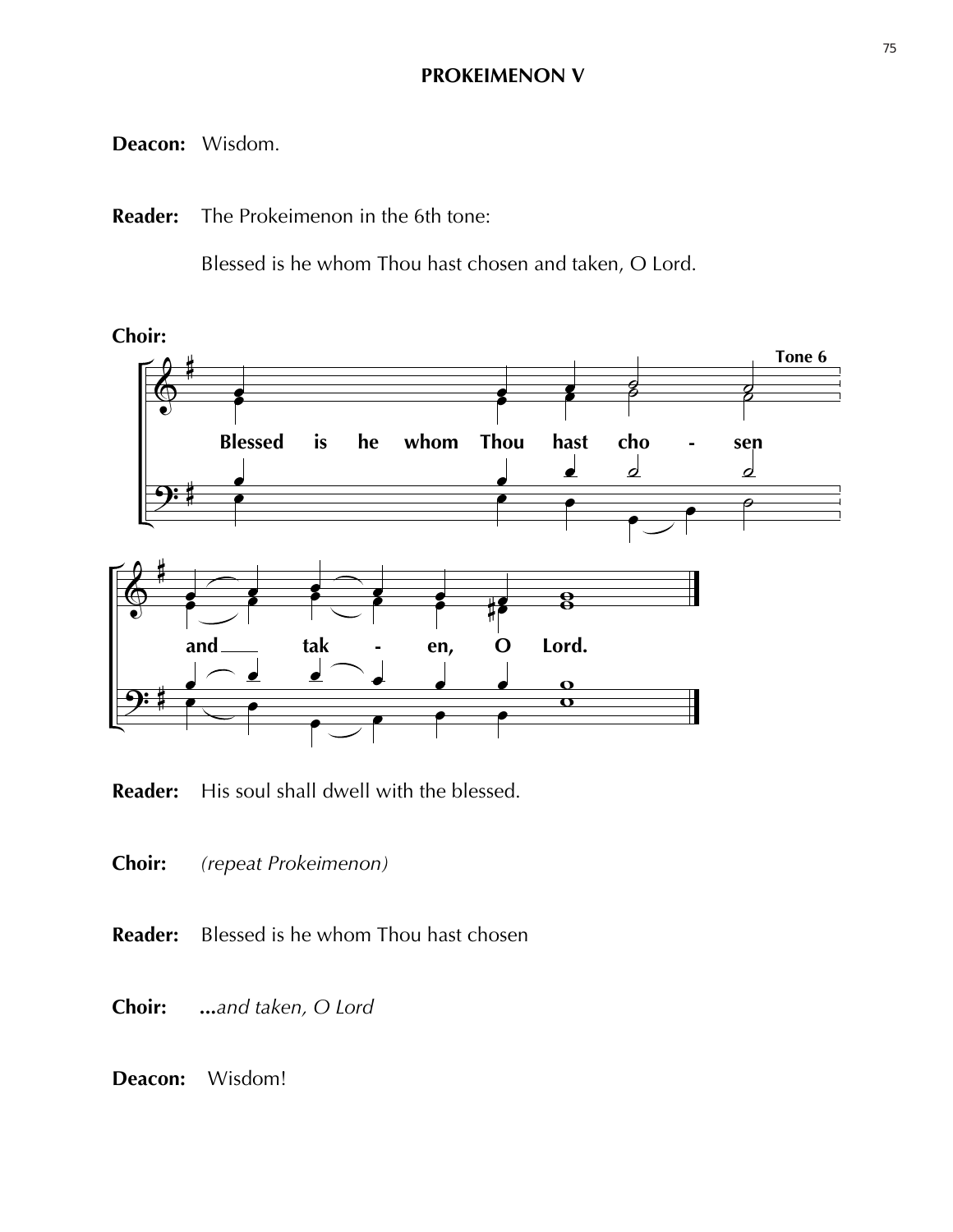**PROKEIMENON V**

**Deacon:** Wisdom.

**Reader:** The Prokeimenon in the 6th tone:

Blessed is he whom Thou hast chosen and taken, O Lord.

**Choir:**

Tone 6

Blessed is he whom Thou hast cho - sen

and tak - en, O Lord.

**Reader:** His soul shall dwell with the blessed.

**Choir:** *(repeat Prokeimenon)*

**Reader:** Blessed is he whom Thou hast chosen

**Choir:** ***...****and taken, O Lord*

**Deacon:** Wisdom!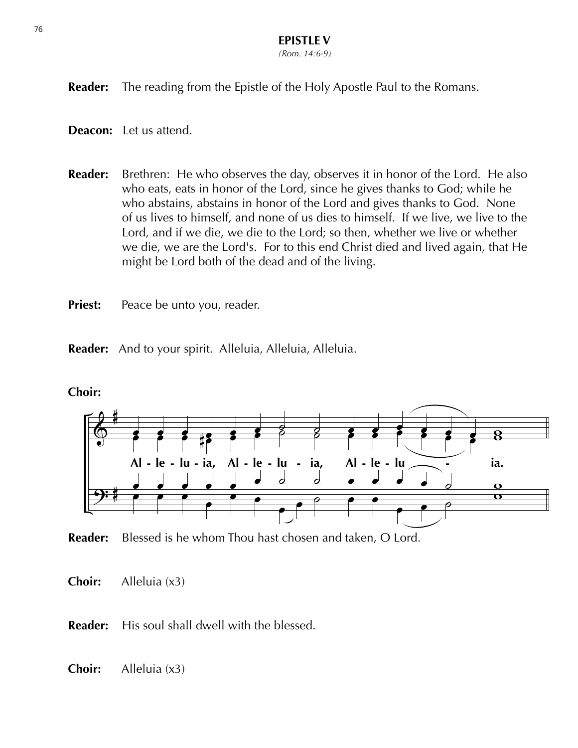## EPISTLE V

*(Rom. 14:6-9)*

**Reader:** The reading from the Epistle of the Holy Apostle Paul to the Romans.

**Deacon:** Let us attend.

**Reader:** Brethren: He who observes the day, observes it in honor of the Lord. He also who eats, eats in honor of the Lord, since he gives thanks to God; while he who abstains, abstains in honor of the Lord and gives thanks to God. None of us lives to himself, and none of us dies to himself. If we live, we live to the Lord, and if we die, we die to the Lord; so then, whether we live or whether we die, we are the Lord's. For to this end Christ died and lived again, that He might be Lord both of the dead and of the living.

**Priest:** Peace be unto you, reader.

**Reader:** And to your spirit. Alleluia, Alleluia, Alleluia.

**Choir:**

**Al - le - lu - ia, Al - le - lu - ia, Al - le - lu - ia.**

**Reader:** Blessed is he whom Thou hast chosen and taken, O Lord.

**Choir:** Alleluia (x3)

**Reader:** His soul shall dwell with the blessed.

**Choir:** Alleluia (x3)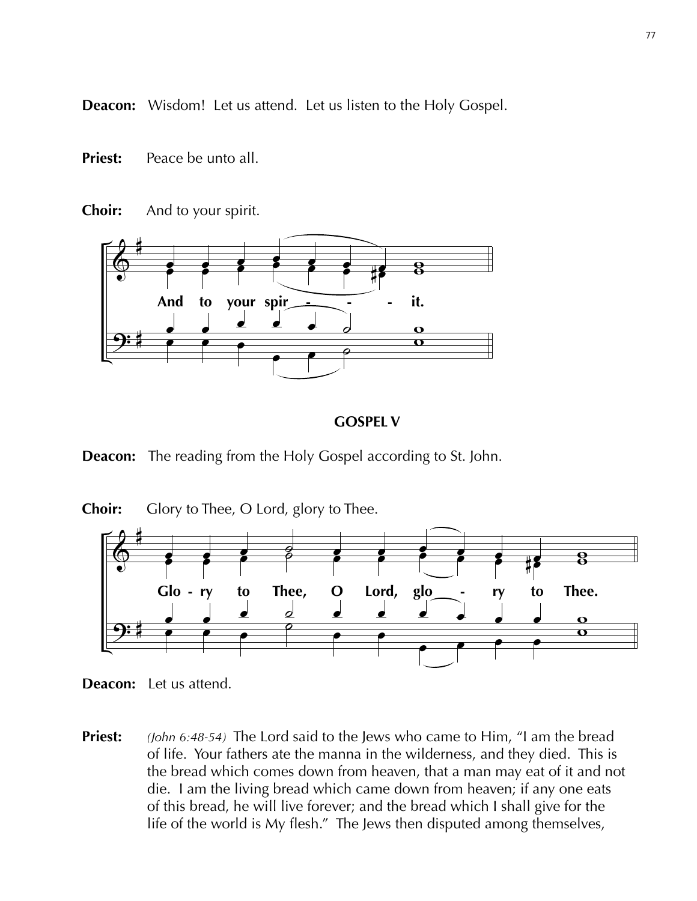**Deacon:** Wisdom! Let us attend. Let us listen to the Holy Gospel.

**Priest:** Peace be unto all.

**Choir:** And to your spirit.

**GOSPEL V**

**Deacon:** The reading from the Holy Gospel according to St. John.

**Choir:** Glory to Thee, O Lord, glory to Thee.

**Deacon:** Let us attend.

**Priest:** *(John 6:48-54)* The Lord said to the Jews who came to Him, "I am the bread of life. Your fathers ate the manna in the wilderness, and they died. This is the bread which comes down from heaven, that a man may eat of it and not die. I am the living bread which came down from heaven; if any one eats of this bread, he will live forever; and the bread which I shall give for the life of the world is My flesh." The Jews then disputed among themselves,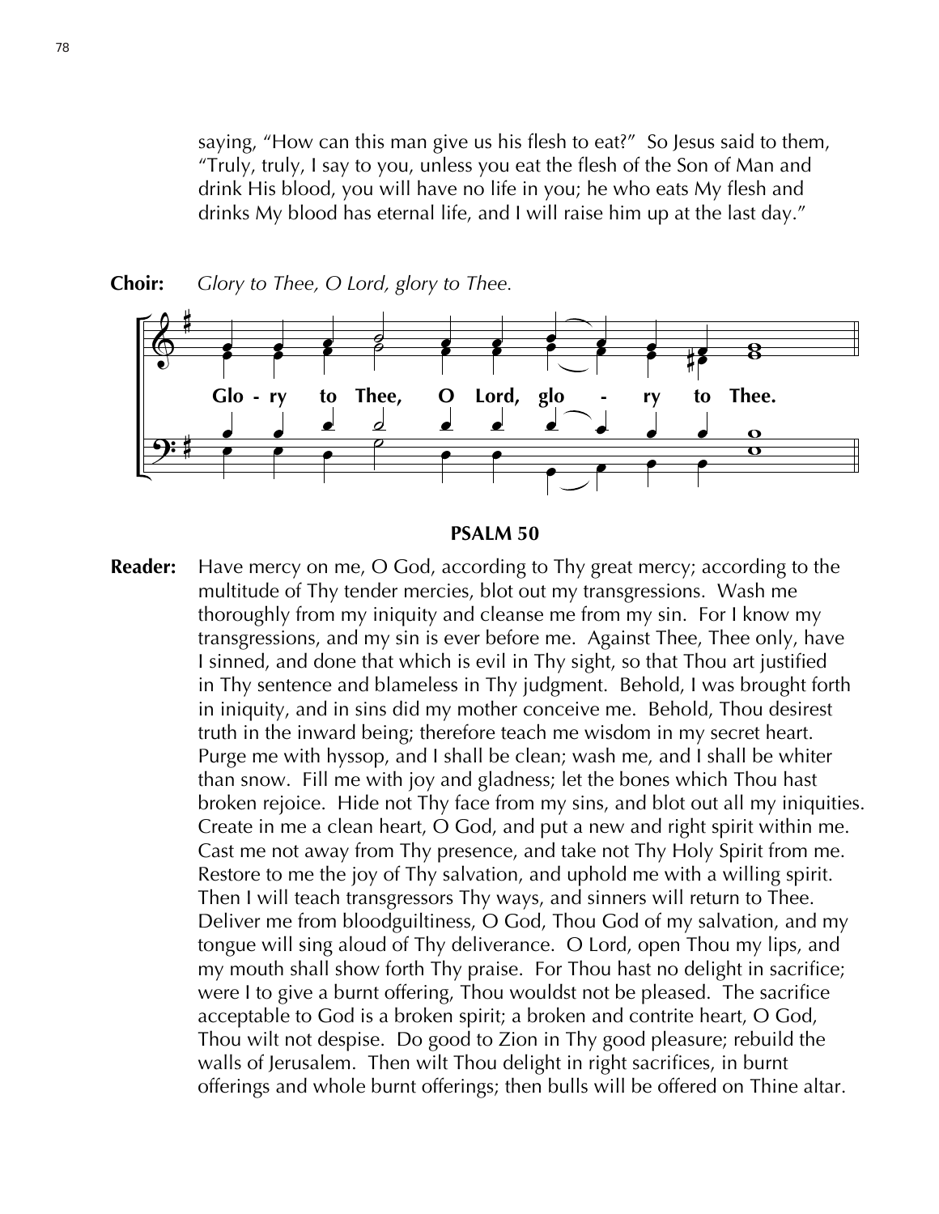saying, "How can this man give us his flesh to eat?" So Jesus said to them, "Truly, truly, I say to you, unless you eat the flesh of the Son of Man and drink His blood, you will have no life in you; he who eats My flesh and drinks My blood has eternal life, and I will raise him up at the last day."

**Choir:** *Glory to Thee, O Lord, glory to Thee.*

Glo - ry to Thee, O Lord, glo - ry to Thee.

**PSALM 50**

**Reader:** Have mercy on me, O God, according to Thy great mercy; according to the multitude of Thy tender mercies, blot out my transgressions. Wash me thoroughly from my iniquity and cleanse me from my sin. For I know my transgressions, and my sin is ever before me. Against Thee, Thee only, have I sinned, and done that which is evil in Thy sight, so that Thou art justified in Thy sentence and blameless in Thy judgment. Behold, I was brought forth in iniquity, and in sins did my mother conceive me. Behold, Thou desirest truth in the inward being; therefore teach me wisdom in my secret heart. Purge me with hyssop, and I shall be clean; wash me, and I shall be whiter than snow. Fill me with joy and gladness; let the bones which Thou hast broken rejoice. Hide not Thy face from my sins, and blot out all my iniquities. Create in me a clean heart, O God, and put a new and right spirit within me. Cast me not away from Thy presence, and take not Thy Holy Spirit from me. Restore to me the joy of Thy salvation, and uphold me with a willing spirit. Then I will teach transgressors Thy ways, and sinners will return to Thee. Deliver me from bloodguiltiness, O God, Thou God of my salvation, and my tongue will sing aloud of Thy deliverance. O Lord, open Thou my lips, and my mouth shall show forth Thy praise. For Thou hast no delight in sacrifice; were I to give a burnt offering, Thou wouldst not be pleased. The sacrifice acceptable to God is a broken spirit; a broken and contrite heart, O God, Thou wilt not despise. Do good to Zion in Thy good pleasure; rebuild the walls of Jerusalem. Then wilt Thou delight in right sacrifices, in burnt offerings and whole burnt offerings; then bulls will be offered on Thine altar.